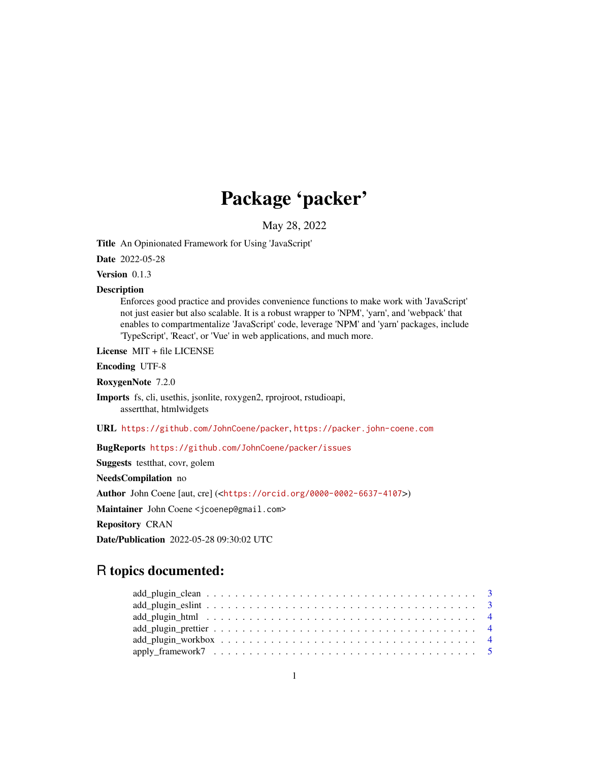# Package 'packer'

May 28, 2022

**Title** An Opinionated Framework for Using 'JavaScript'

**Date** 2022-05-28

**Version** 0.1.3

**Description** Enforces good practice and provides convenience functions to make work with 'JavaScript' not just easier but also scalable. It is a robust wrapper to 'NPM', 'yarn', and 'webpack' that enables to compartmentalize 'JavaScript' code, leverage 'NPM' and 'yarn' packages, include 'TypeScript', 'React', or 'Vue' in web applications, and much more.

**License** MIT + file LICENSE

**Encoding** UTF-8

**RoxygenNote** 7.2.0

**Imports** fs, cli, usethis, jsonlite, roxygen2, rprojroot, rstudioapi, assertthat, htmlwidgets

**URL** https://github.com/JohnCoene/packer, https://packer.john-coene.com

**BugReports** https://github.com/JohnCoene/packer/issues

**Suggests** testthat, covr, golem

**NeedsCompilation** no

**Author** John Coene [aut, cre] (<https://orcid.org/0000-0002-6637-4107>)

**Maintainer** John Coene <jcoenep@gmail.com>

**Repository** CRAN

**Date/Publication** 2022-05-28 09:30:02 UTC

## R topics documented:

| | |
|---|---|
| add_plugin_clean | 3 |
| add_plugin_eslint | 3 |
| add_plugin_html | 4 |
| add_plugin_prettier | 4 |
| add_plugin_workbox | 4 |
| apply_framework7 | 5 |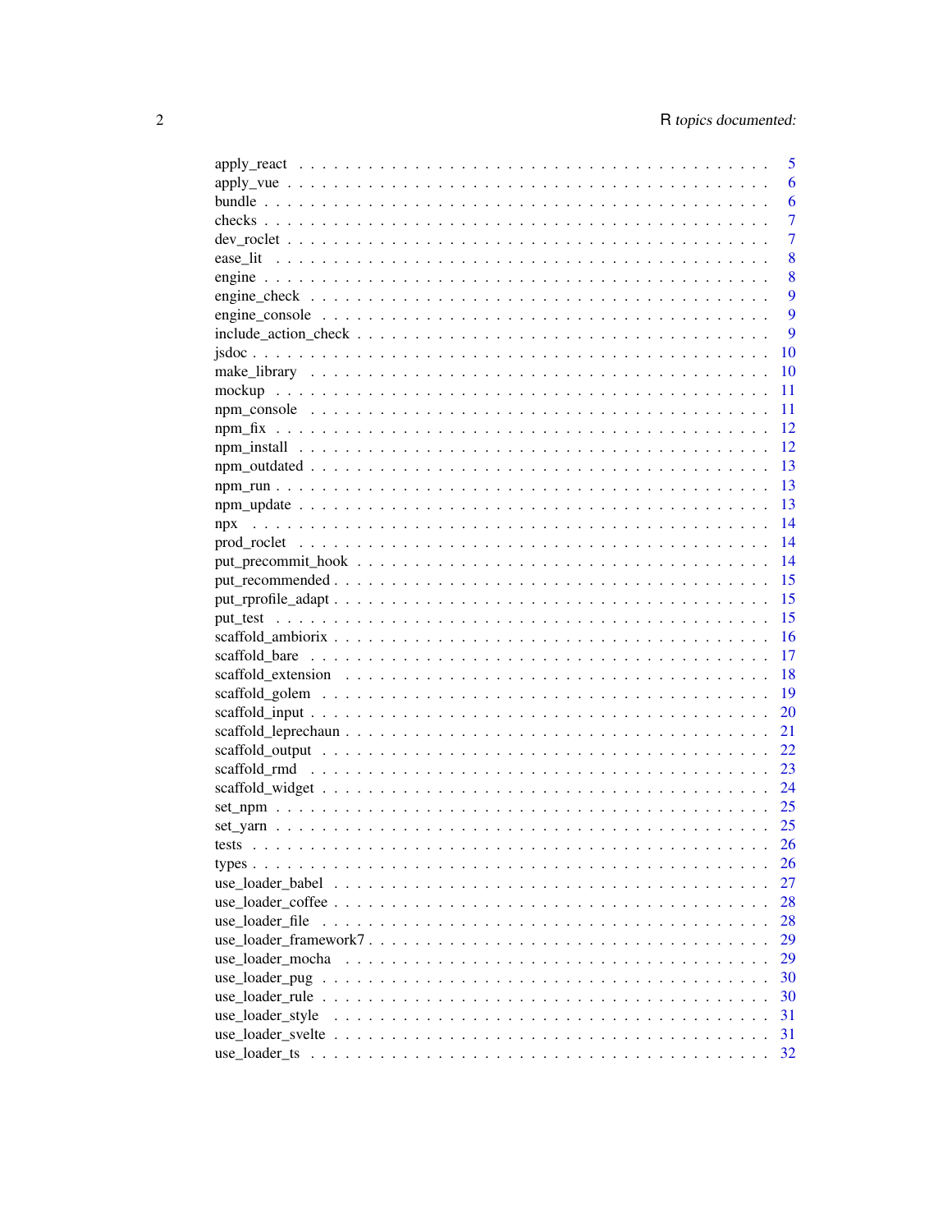| | |
|---|---|
| apply_react | 5 |
| apply_vue | 6 |
| bundle | 6 |
| checks | 7 |
| dev_roclet | 7 |
| ease_lit | 8 |
| engine | 8 |
| engine_check | 9 |
| engine_console | 9 |
| include_action_check | 9 |
| jsdoc | 10 |
| make_library | 10 |
| mockup | 11 |
| npm_console | 11 |
| npm_fix | 12 |
| npm_install | 12 |
| npm_outdated | 13 |
| npm_run | 13 |
| npm_update | 13 |
| npx | 14 |
| prod_roclet | 14 |
| put_precommit_hook | 14 |
| put_recommended | 15 |
| put_rprofile_adapt | 15 |
| put_test | 15 |
| scaffold_ambiorix | 16 |
| scaffold_bare | 17 |
| scaffold_extension | 18 |
| scaffold_golem | 19 |
| scaffold_input | 20 |
| scaffold_leprechaun | 21 |
| scaffold_output | 22 |
| scaffold_rmd | 23 |
| scaffold_widget | 24 |
| set_npm | 25 |
| set_yarn | 25 |
| tests | 26 |
| types | 26 |
| use_loader_babel | 27 |
| use_loader_coffee | 28 |
| use_loader_file | 28 |
| use_loader_framework7 | 29 |
| use_loader_mocha | 29 |
| use_loader_pug | 30 |
| use_loader_rule | 30 |
| use_loader_style | 31 |
| use_loader_svelte | 31 |
| use_loader_ts | 32 |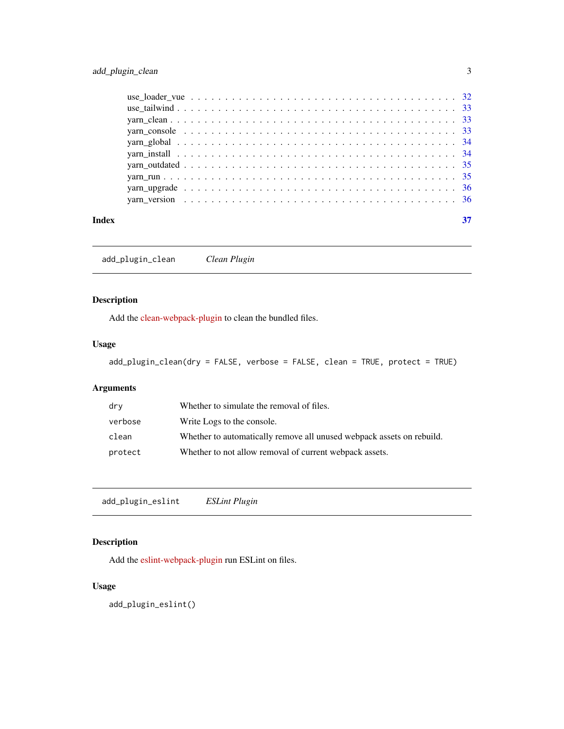use_loader_vue . . . . . . . . . . . . . . . . . . . . . . . . . . . . . . . . . . . . . . 32
use_tailwind . . . . . . . . . . . . . . . . . . . . . . . . . . . . . . . . . . . . . . . 33
yarn_clean . . . . . . . . . . . . . . . . . . . . . . . . . . . . . . . . . . . . . . . . 33
yarn_console . . . . . . . . . . . . . . . . . . . . . . . . . . . . . . . . . . . . . . . 33
yarn_global . . . . . . . . . . . . . . . . . . . . . . . . . . . . . . . . . . . . . . . 34
yarn_install . . . . . . . . . . . . . . . . . . . . . . . . . . . . . . . . . . . . . . . 34
yarn_outdated . . . . . . . . . . . . . . . . . . . . . . . . . . . . . . . . . . . . . . 35
yarn_run . . . . . . . . . . . . . . . . . . . . . . . . . . . . . . . . . . . . . . . . . 35
yarn_upgrade . . . . . . . . . . . . . . . . . . . . . . . . . . . . . . . . . . . . . . . 36
yarn_version . . . . . . . . . . . . . . . . . . . . . . . . . . . . . . . . . . . . . . . 36

**Index** **37**

---

## add_plugin_clean — *Clean Plugin*

### Description

Add the clean-webpack-plugin to clean the bundled files.

### Usage

```
add_plugin_clean(dry = FALSE, verbose = FALSE, clean = TRUE, protect = TRUE)
```

### Arguments

| | |
|---|---|
| `dry` | Whether to simulate the removal of files. |
| `verbose` | Write Logs to the console. |
| `clean` | Whether to automatically remove all unused webpack assets on rebuild. |
| `protect` | Whether to not allow removal of current webpack assets. |

---

## add_plugin_eslint — *ESLint Plugin*

### Description

Add the eslint-webpack-plugin run ESLint on files.

### Usage

```
add_plugin_eslint()
```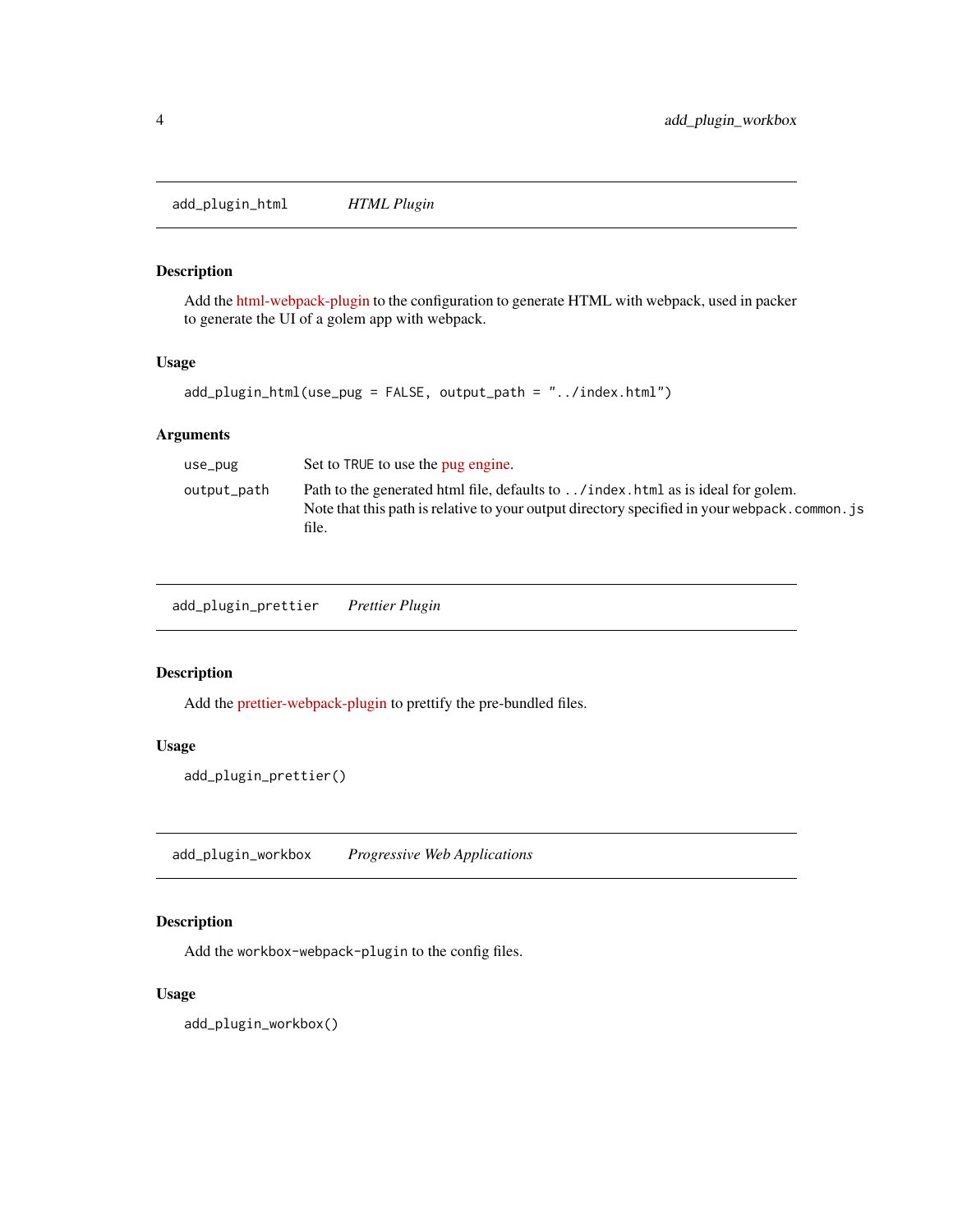## add_plugin_html — *HTML Plugin*

### Description

Add the html-webpack-plugin to the configuration to generate HTML with webpack, used in packer to generate the UI of a golem app with webpack.

### Usage

```
add_plugin_html(use_pug = FALSE, output_path = "../index.html")
```

### Arguments

| | |
|---|---|
| `use_pug` | Set to `TRUE` to use the pug engine. |
| `output_path` | Path to the generated html file, defaults to `../index.html` as is ideal for golem. Note that this path is relative to your output directory specified in your `webpack.common.js` file. |

## add_plugin_prettier — *Prettier Plugin*

### Description

Add the prettier-webpack-plugin to prettify the pre-bundled files.

### Usage

```
add_plugin_prettier()
```

## add_plugin_workbox — *Progressive Web Applications*

### Description

Add the `workbox-webpack-plugin` to the config files.

### Usage

```
add_plugin_workbox()
```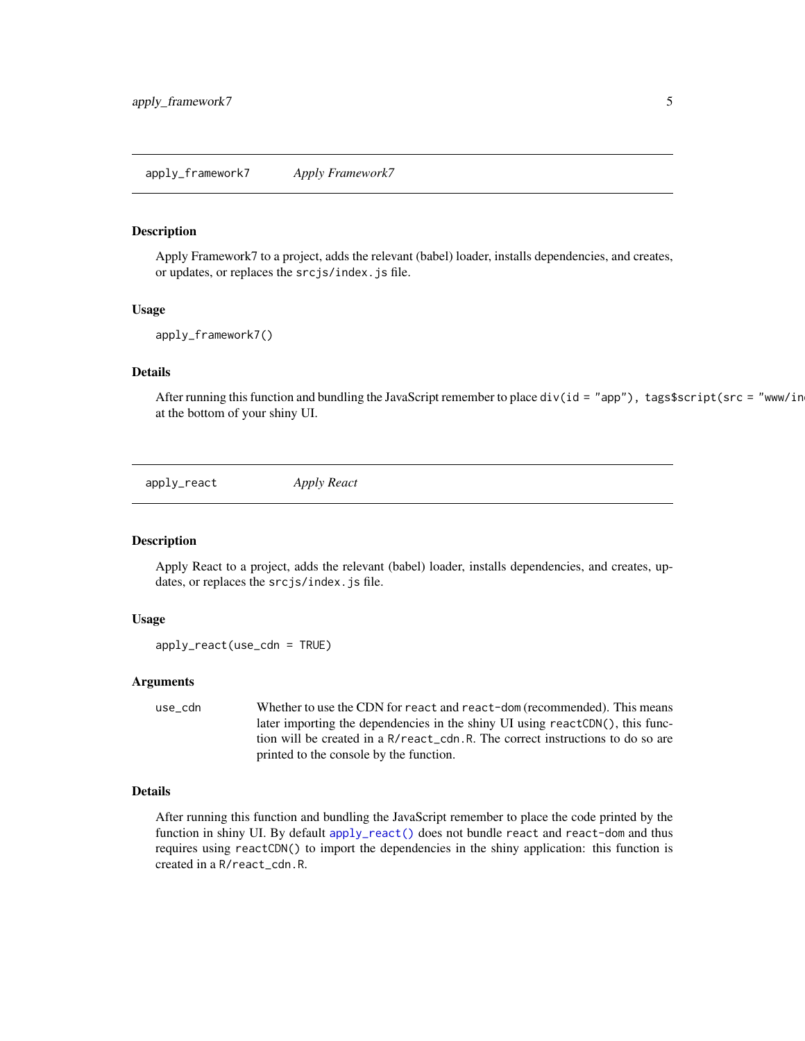## apply_framework7 — *Apply Framework7*

### Description

Apply Framework7 to a project, adds the relevant (babel) loader, installs dependencies, and creates, or updates, or replaces the `srcjs/index.js` file.

### Usage

```
apply_framework7()
```

### Details

After running this function and bundling the JavaScript remember to place `div(id = "app"), tags$script(src = "www/in` at the bottom of your shiny UI.

## apply_react — *Apply React*

### Description

Apply React to a project, adds the relevant (babel) loader, installs dependencies, and creates, updates, or replaces the `srcjs/index.js` file.

### Usage

```
apply_react(use_cdn = TRUE)
```

### Arguments

| | |
|---|---|
| `use_cdn` | Whether to use the CDN for `react` and `react-dom` (recommended). This means later importing the dependencies in the shiny UI using `reactCDN()`, this function will be created in a `R/react_cdn.R`. The correct instructions to do so are printed to the console by the function. |

### Details

After running this function and bundling the JavaScript remember to place the code printed by the function in shiny UI. By default `apply_react()` does not bundle `react` and `react-dom` and thus requires using `reactCDN()` to import the dependencies in the shiny application: this function is created in a `R/react_cdn.R`.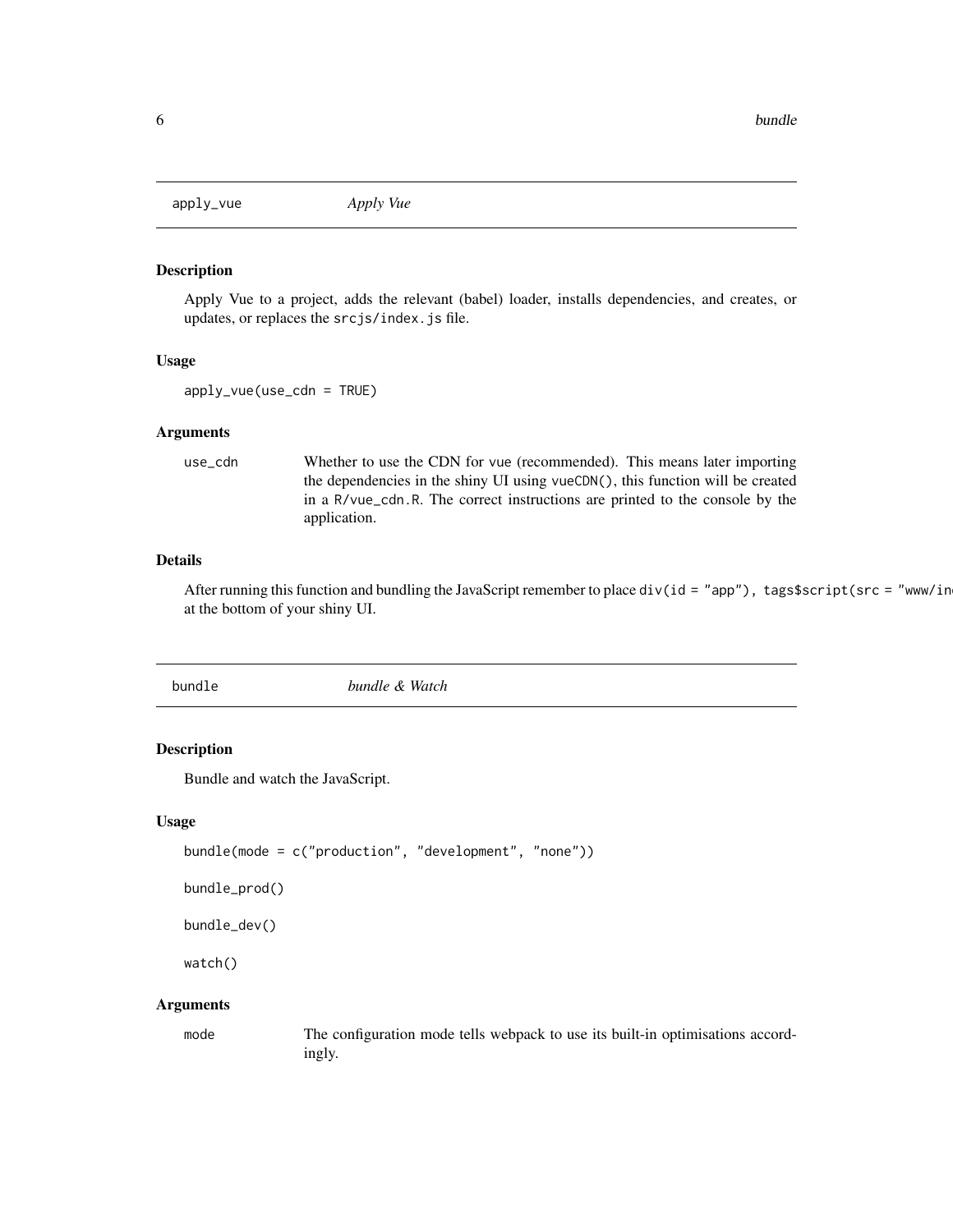## apply_vue — *Apply Vue*

### Description

Apply Vue to a project, adds the relevant (babel) loader, installs dependencies, and creates, or updates, or replaces the `srcjs/index.js` file.

### Usage

```
apply_vue(use_cdn = TRUE)
```

### Arguments

| | |
|---|---|
| `use_cdn` | Whether to use the CDN for vue (recommended). This means later importing the dependencies in the shiny UI using `vueCDN()`, this function will be created in a `R/vue_cdn.R`. The correct instructions are printed to the console by the application. |

### Details

After running this function and bundling the JavaScript remember to place `div(id = "app"), tags$script(src = "www/in` at the bottom of your shiny UI.

## bundle — *bundle & Watch*

### Description

Bundle and watch the JavaScript.

### Usage

```
bundle(mode = c("production", "development", "none"))

bundle_prod()

bundle_dev()

watch()
```

### Arguments

| | |
|---|---|
| `mode` | The configuration mode tells webpack to use its built-in optimisations accordingly. |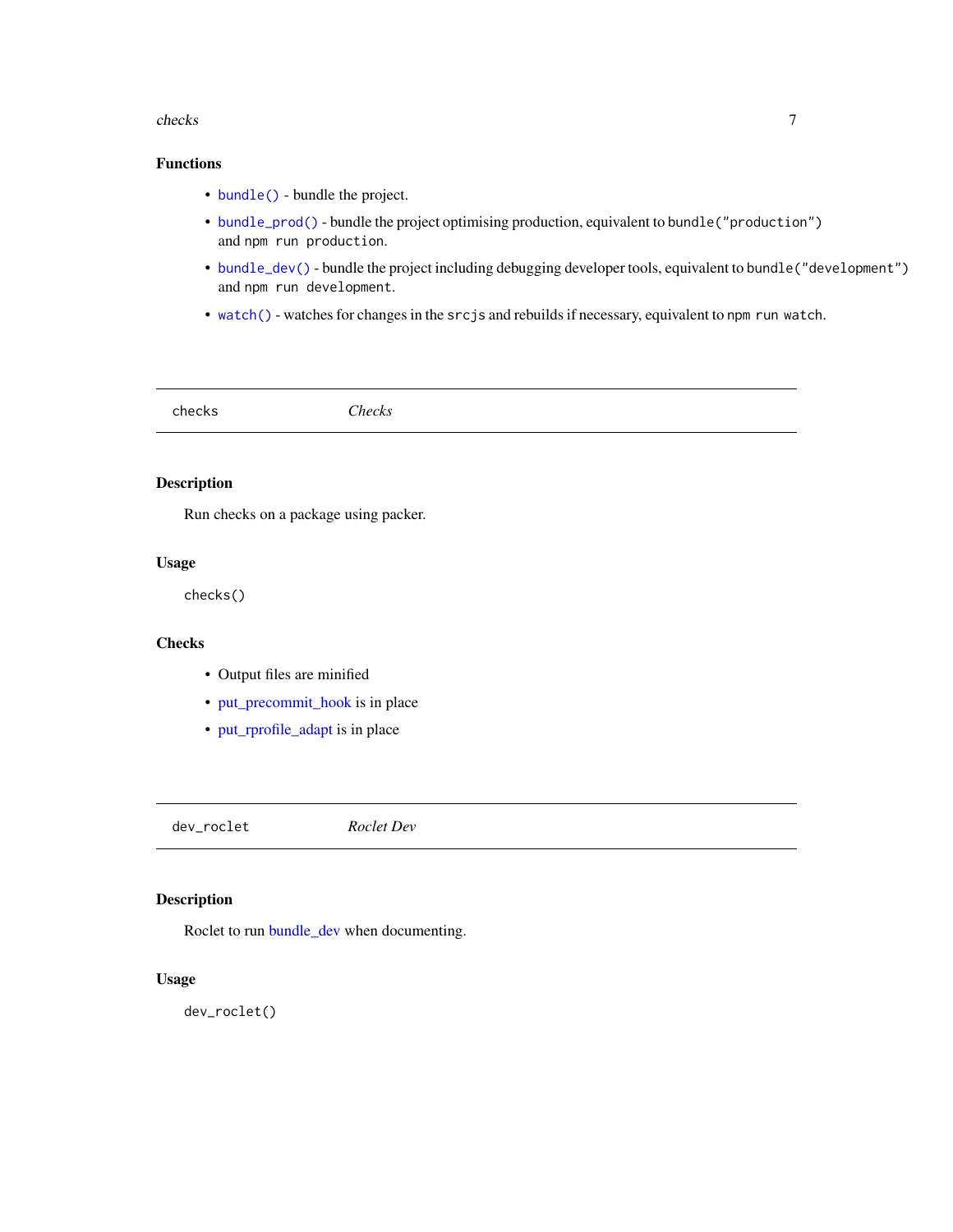### Functions

- `bundle()` - bundle the project.
- `bundle_prod()` - bundle the project optimising production, equivalent to `bundle("production")` and `npm run production`.
- `bundle_dev()` - bundle the project including debugging developer tools, equivalent to `bundle("development")` and `npm run development`.
- `watch()` - watches for changes in the `srcjs` and rebuilds if necessary, equivalent to `npm run watch`.

---

## checks — *Checks*

---

### Description

Run checks on a package using packer.

### Usage

```
checks()
```

### Checks

- Output files are minified
- put_precommit_hook is in place
- put_rprofile_adapt is in place

---

## dev_roclet — *Roclet Dev*

---

### Description

Roclet to run bundle_dev when documenting.

### Usage

```
dev_roclet()
```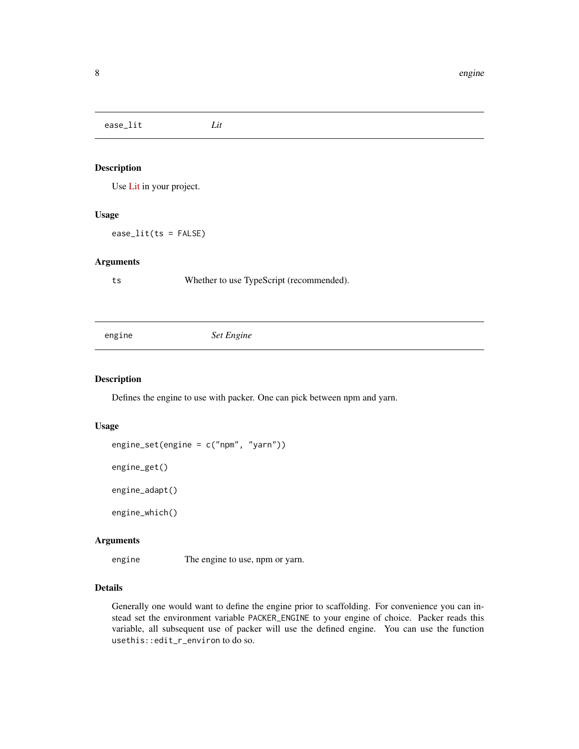## ease_lit    *Lit*

### Description

Use Lit in your project.

### Usage

```
ease_lit(ts = FALSE)
```

### Arguments

| | |
|---|---|
| ts | Whether to use TypeScript (recommended). |

## engine    *Set Engine*

### Description

Defines the engine to use with packer. One can pick between npm and yarn.

### Usage

```
engine_set(engine = c("npm", "yarn"))

engine_get()

engine_adapt()

engine_which()
```

### Arguments

| | |
|---|---|
| engine | The engine to use, npm or yarn. |

### Details

Generally one would want to define the engine prior to scaffolding. For convenience you can instead set the environment variable `PACKER_ENGINE` to your engine of choice. Packer reads this variable, all subsequent use of packer will use the defined engine. You can use the function `usethis::edit_r_environ` to do so.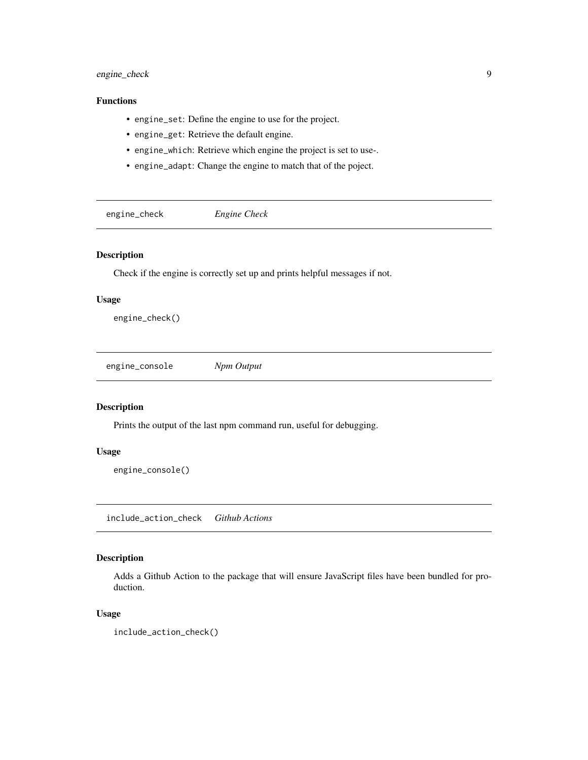### Functions

- `engine_set`: Define the engine to use for the project.
- `engine_get`: Retrieve the default engine.
- `engine_which`: Retrieve which engine the project is set to use-.
- `engine_adapt`: Change the engine to match that of the poject.

## engine_check *Engine Check*

### Description

Check if the engine is correctly set up and prints helpful messages if not.

### Usage

```
engine_check()
```

## engine_console *Npm Output*

### Description

Prints the output of the last npm command run, useful for debugging.

### Usage

```
engine_console()
```

## include_action_check *Github Actions*

### Description

Adds a Github Action to the package that will ensure JavaScript files have been bundled for production.

### Usage

```
include_action_check()
```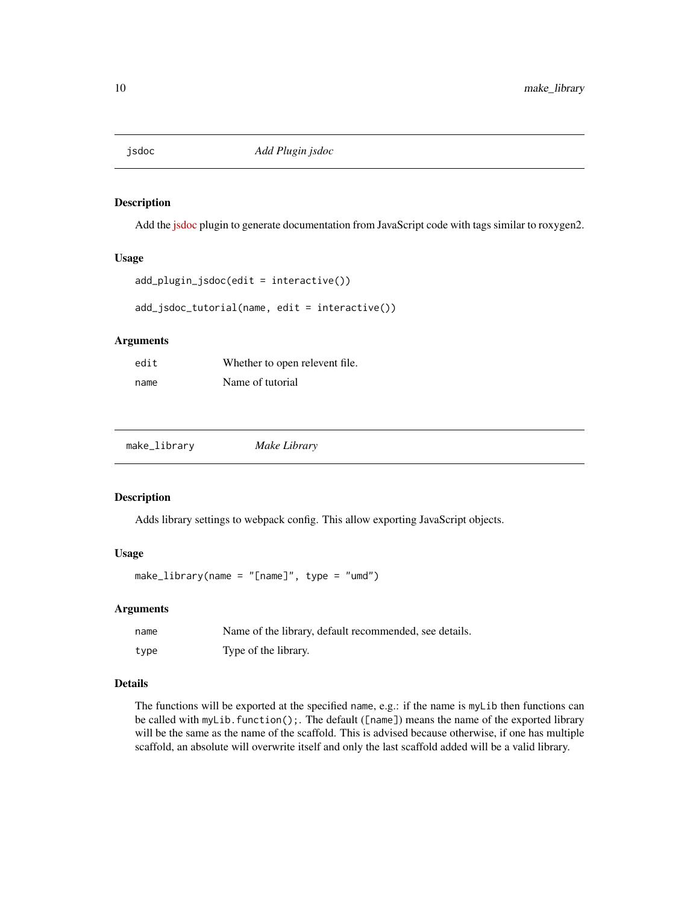## jsdoc — *Add Plugin jsdoc*

### Description

Add the jsdoc plugin to generate documentation from JavaScript code with tags similar to roxygen2.

### Usage

```
add_plugin_jsdoc(edit = interactive())

add_jsdoc_tutorial(name, edit = interactive())
```

### Arguments

| | |
|---|---|
| `edit` | Whether to open relevent file. |
| `name` | Name of tutorial |

## make_library — *Make Library*

### Description

Adds library settings to webpack config. This allow exporting JavaScript objects.

### Usage

```
make_library(name = "[name]", type = "umd")
```

### Arguments

| | |
|---|---|
| `name` | Name of the library, default recommended, see details. |
| `type` | Type of the library. |

### Details

The functions will be exported at the specified `name`, e.g.: if the name is `myLib` then functions can be called with `myLib.function();`. The default (`[name]`) means the name of the exported library will be the same as the name of the scaffold. This is advised because otherwise, if one has multiple scaffold, an absolute will overwrite itself and only the last scaffold added will be a valid library.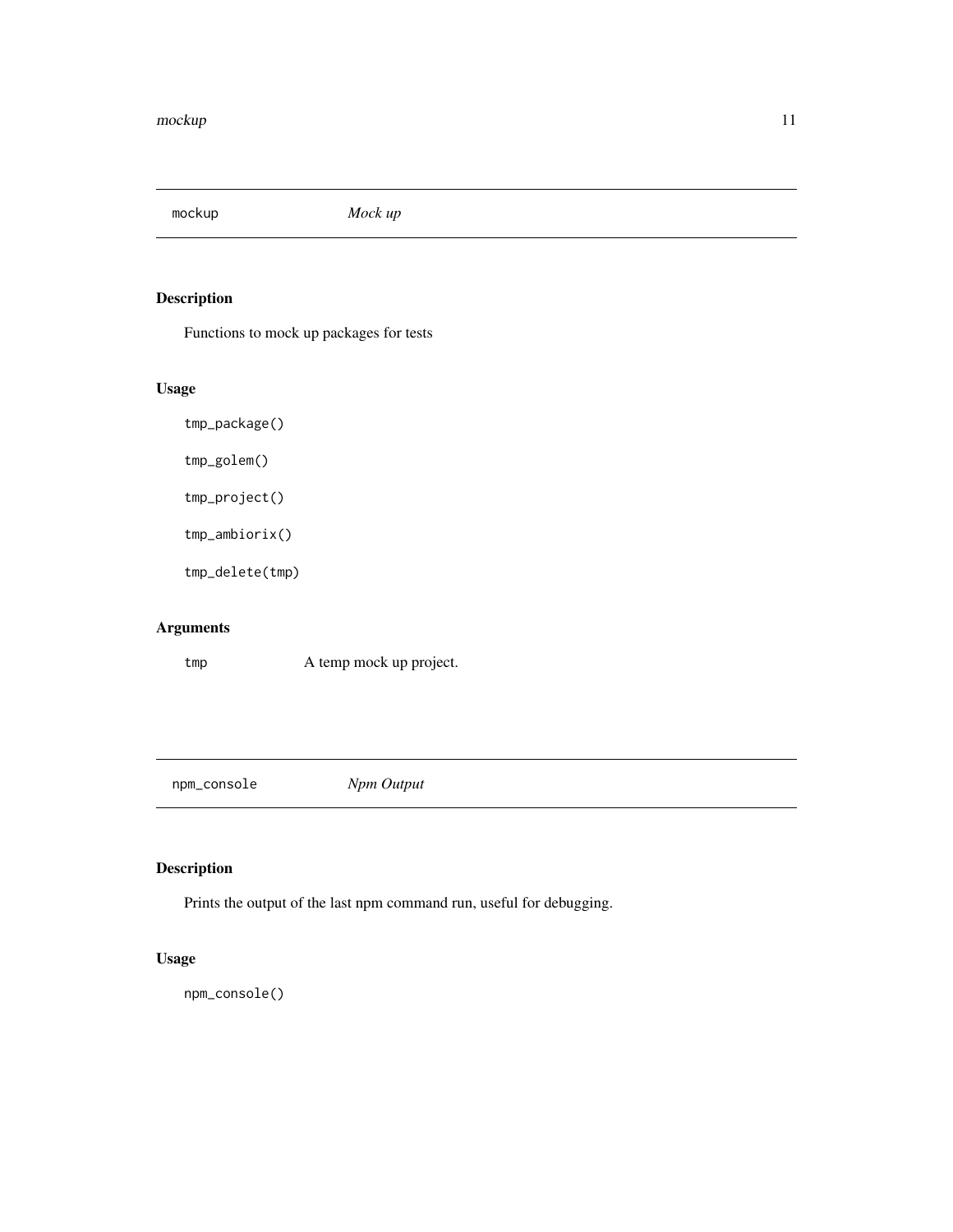## mockup — *Mock up*

### Description

Functions to mock up packages for tests

### Usage

```
tmp_package()

tmp_golem()

tmp_project()

tmp_ambiorix()

tmp_delete(tmp)
```

### Arguments

| | |
|---|---|
| tmp | A temp mock up project. |

## npm_console — *Npm Output*

### Description

Prints the output of the last npm command run, useful for debugging.

### Usage

```
npm_console()
```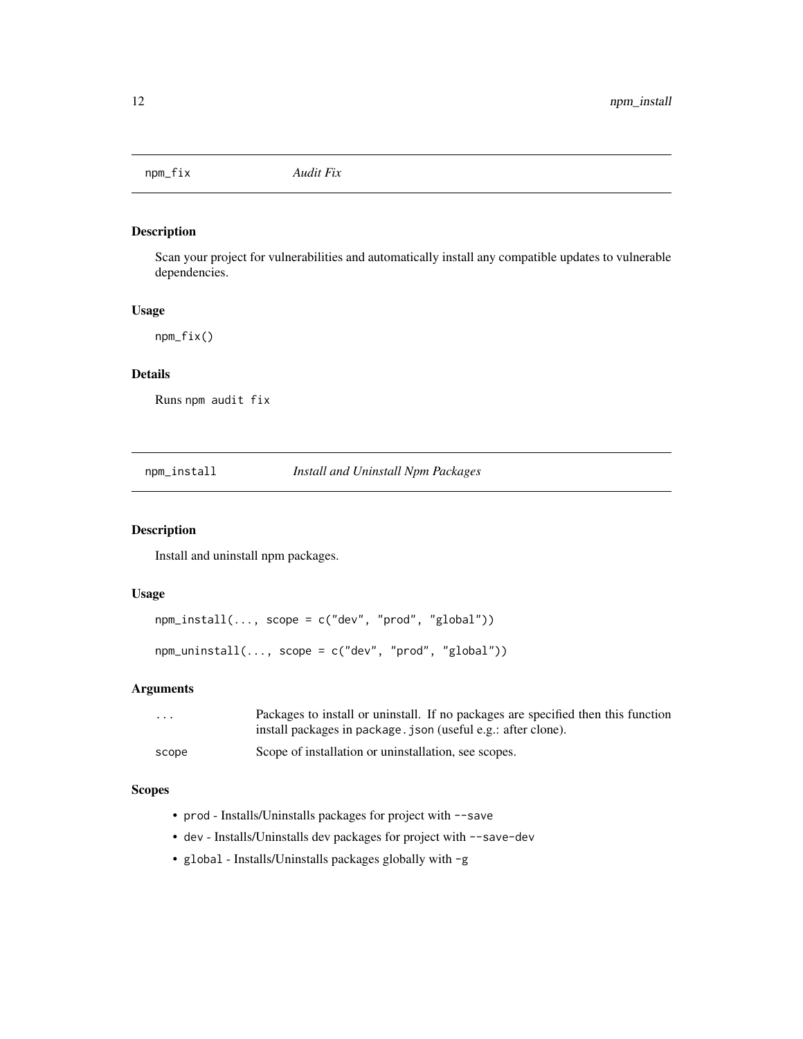## npm_fix — *Audit Fix*

### Description

Scan your project for vulnerabilities and automatically install any compatible updates to vulnerable dependencies.

### Usage

```
npm_fix()
```

### Details

Runs `npm audit fix`

## npm_install — *Install and Uninstall Npm Packages*

### Description

Install and uninstall npm packages.

### Usage

```
npm_install(..., scope = c("dev", "prod", "global"))

npm_uninstall(..., scope = c("dev", "prod", "global"))
```

### Arguments

| | |
|---|---|
| `...` | Packages to install or uninstall. If no packages are specified then this function install packages in `package.json` (useful e.g.: after clone). |
| `scope` | Scope of installation or uninstallation, see scopes. |

### Scopes

- `prod` - Installs/Uninstalls packages for project with `--save`
- `dev` - Installs/Uninstalls dev packages for project with `--save-dev`
- `global` - Installs/Uninstalls packages globally with `-g`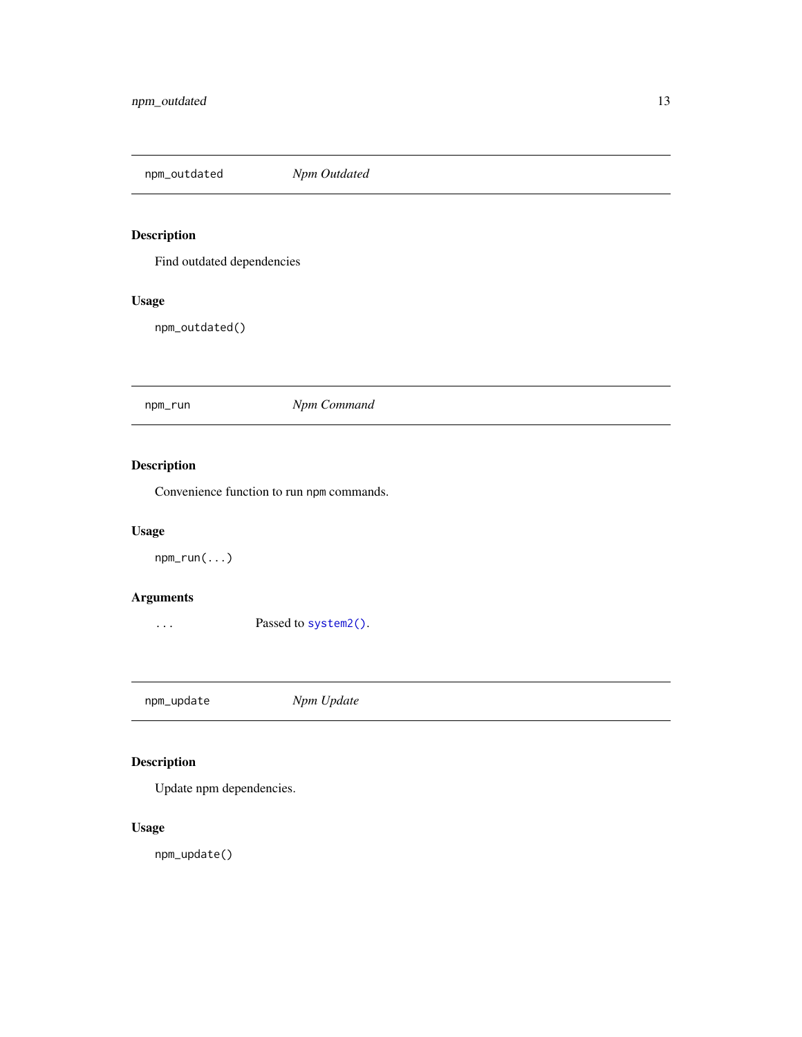## npm_outdated — *Npm Outdated*

### Description

Find outdated dependencies

### Usage

```
npm_outdated()
```

## npm_run — *Npm Command*

### Description

Convenience function to run `npm` commands.

### Usage

```
npm_run(...)
```

### Arguments

| | |
|---|---|
| `...` | Passed to `system2()`. |

## npm_update — *Npm Update*

### Description

Update npm dependencies.

### Usage

```
npm_update()
```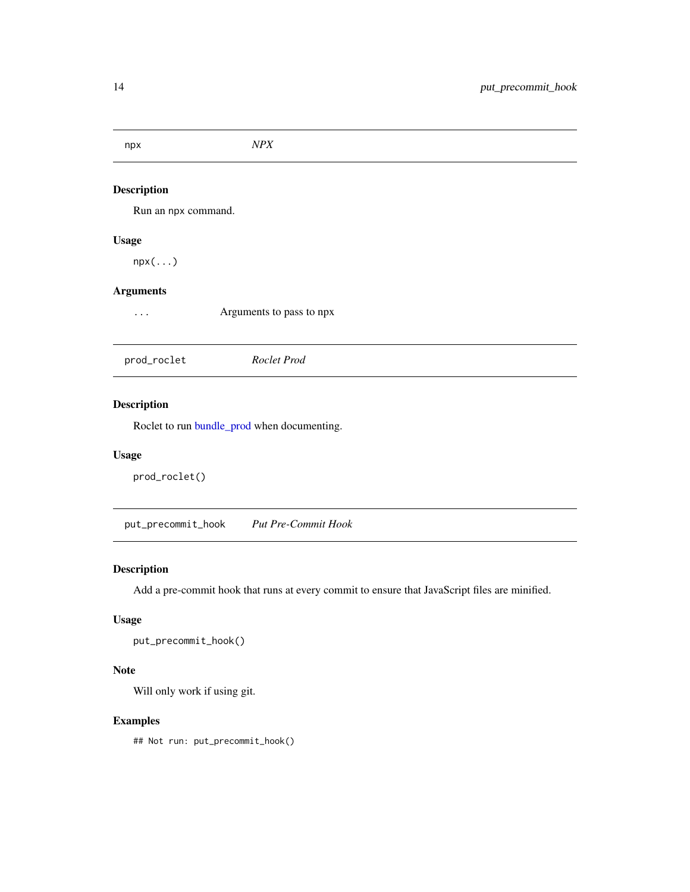## npx — *NPX*

### Description

Run an `npx` command.

### Usage

```
npx(...)
```

### Arguments

| | |
|---|---|
| `...` | Arguments to pass to npx |

## prod_roclet — *Roclet Prod*

### Description

Roclet to run bundle_prod when documenting.

### Usage

```
prod_roclet()
```

## put_precommit_hook — *Put Pre-Commit Hook*

### Description

Add a pre-commit hook that runs at every commit to ensure that JavaScript files are minified.

### Usage

```
put_precommit_hook()
```

### Note

Will only work if using git.

### Examples

```
## Not run: put_precommit_hook()
```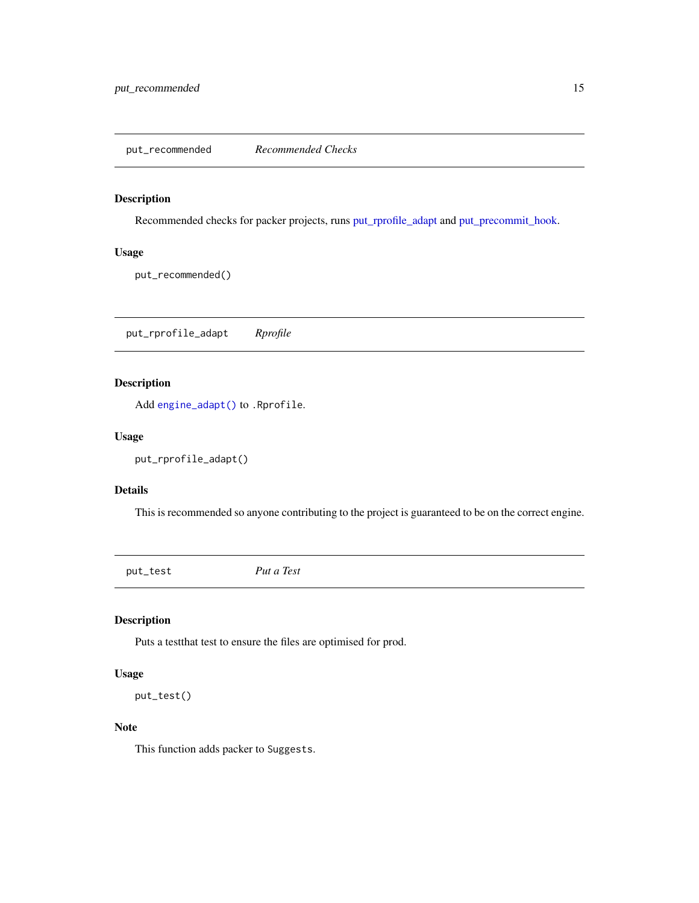## put_recommended *Recommended Checks*

### Description

Recommended checks for packer projects, runs put_rprofile_adapt and put_precommit_hook.

### Usage

```
put_recommended()
```

## put_rprofile_adapt *Rprofile*

### Description

Add `engine_adapt()` to `.Rprofile`.

### Usage

```
put_rprofile_adapt()
```

### Details

This is recommended so anyone contributing to the project is guaranteed to be on the correct engine.

## put_test *Put a Test*

### Description

Puts a testthat test to ensure the files are optimised for prod.

### Usage

```
put_test()
```

### Note

This function adds packer to `Suggests`.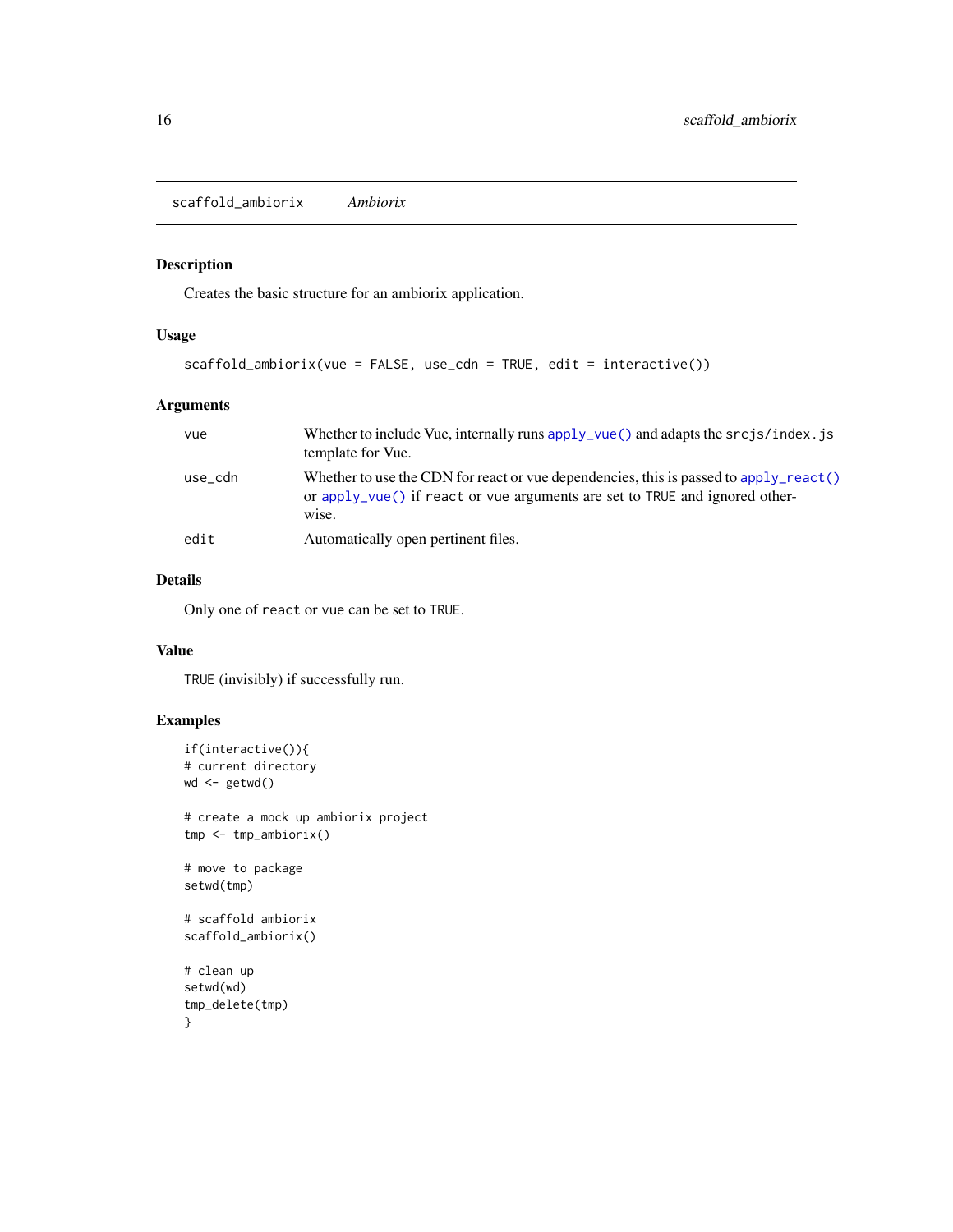## scaffold_ambiorix *Ambiorix*

### Description

Creates the basic structure for an ambiorix application.

### Usage

```
scaffold_ambiorix(vue = FALSE, use_cdn = TRUE, edit = interactive())
```

### Arguments

| | |
|---|---|
| `vue` | Whether to include Vue, internally runs `apply_vue()` and adapts the `srcjs/index.js` template for Vue. |
| `use_cdn` | Whether to use the CDN for react or vue dependencies, this is passed to `apply_react()` or `apply_vue()` if `react` or `vue` arguments are set to `TRUE` and ignored otherwise. |
| `edit` | Automatically open pertinent files. |

### Details

Only one of `react` or `vue` can be set to `TRUE`.

### Value

`TRUE` (invisibly) if successfully run.

### Examples

```
if(interactive()){
# current directory
wd <- getwd()

# create a mock up ambiorix project
tmp <- tmp_ambiorix()

# move to package
setwd(tmp)

# scaffold ambiorix
scaffold_ambiorix()

# clean up
setwd(wd)
tmp_delete(tmp)
}
```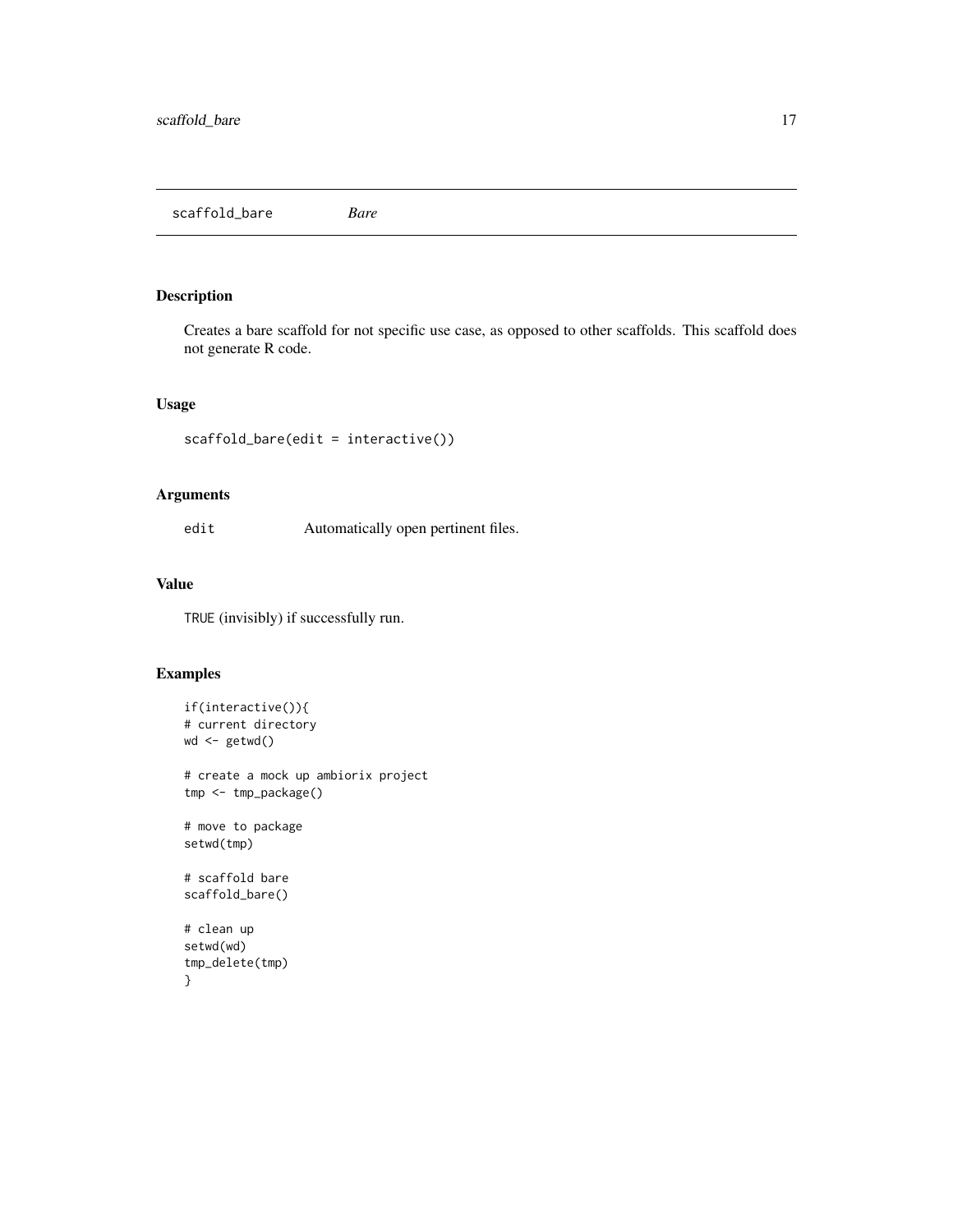## scaffold_bare *Bare*

### Description

Creates a bare scaffold for not specific use case, as opposed to other scaffolds. This scaffold does not generate R code.

### Usage

```
scaffold_bare(edit = interactive())
```

### Arguments

| | |
|---|---|
| edit | Automatically open pertinent files. |

### Value

TRUE (invisibly) if successfully run.

### Examples

```
if(interactive()){
# current directory
wd <- getwd()

# create a mock up ambiorix project
tmp <- tmp_package()

# move to package
setwd(tmp)

# scaffold bare
scaffold_bare()

# clean up
setwd(wd)
tmp_delete(tmp)
}
```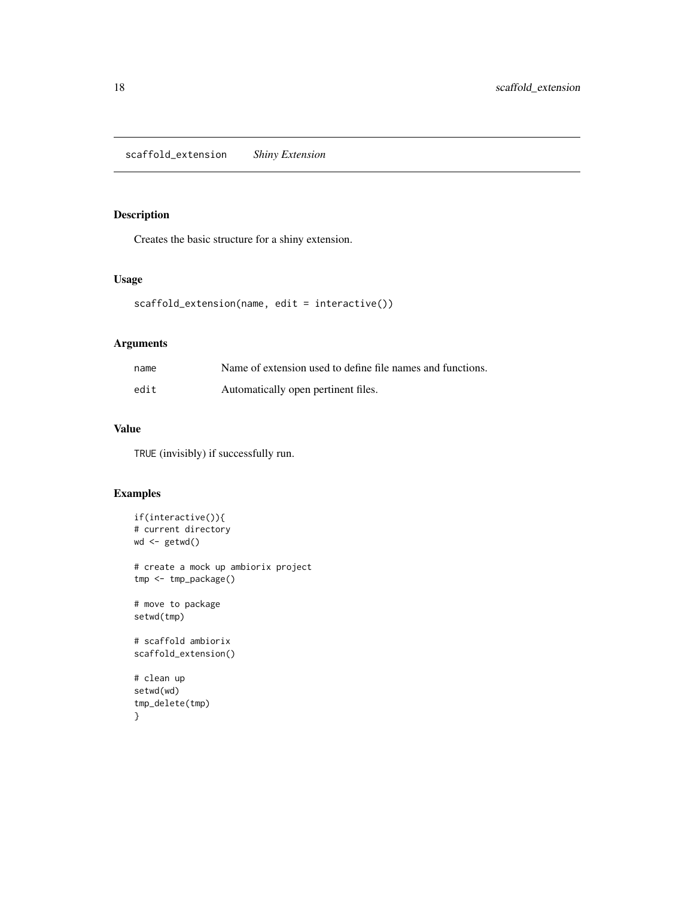## scaffold_extension *Shiny Extension*

### Description

Creates the basic structure for a shiny extension.

### Usage

```
scaffold_extension(name, edit = interactive())
```

### Arguments

| | |
|---|---|
| name | Name of extension used to define file names and functions. |
| edit | Automatically open pertinent files. |

### Value

`TRUE` (invisibly) if successfully run.

### Examples

```
if(interactive()){
# current directory
wd <- getwd()

# create a mock up ambiorix project
tmp <- tmp_package()

# move to package
setwd(tmp)

# scaffold ambiorix
scaffold_extension()

# clean up
setwd(wd)
tmp_delete(tmp)
}
```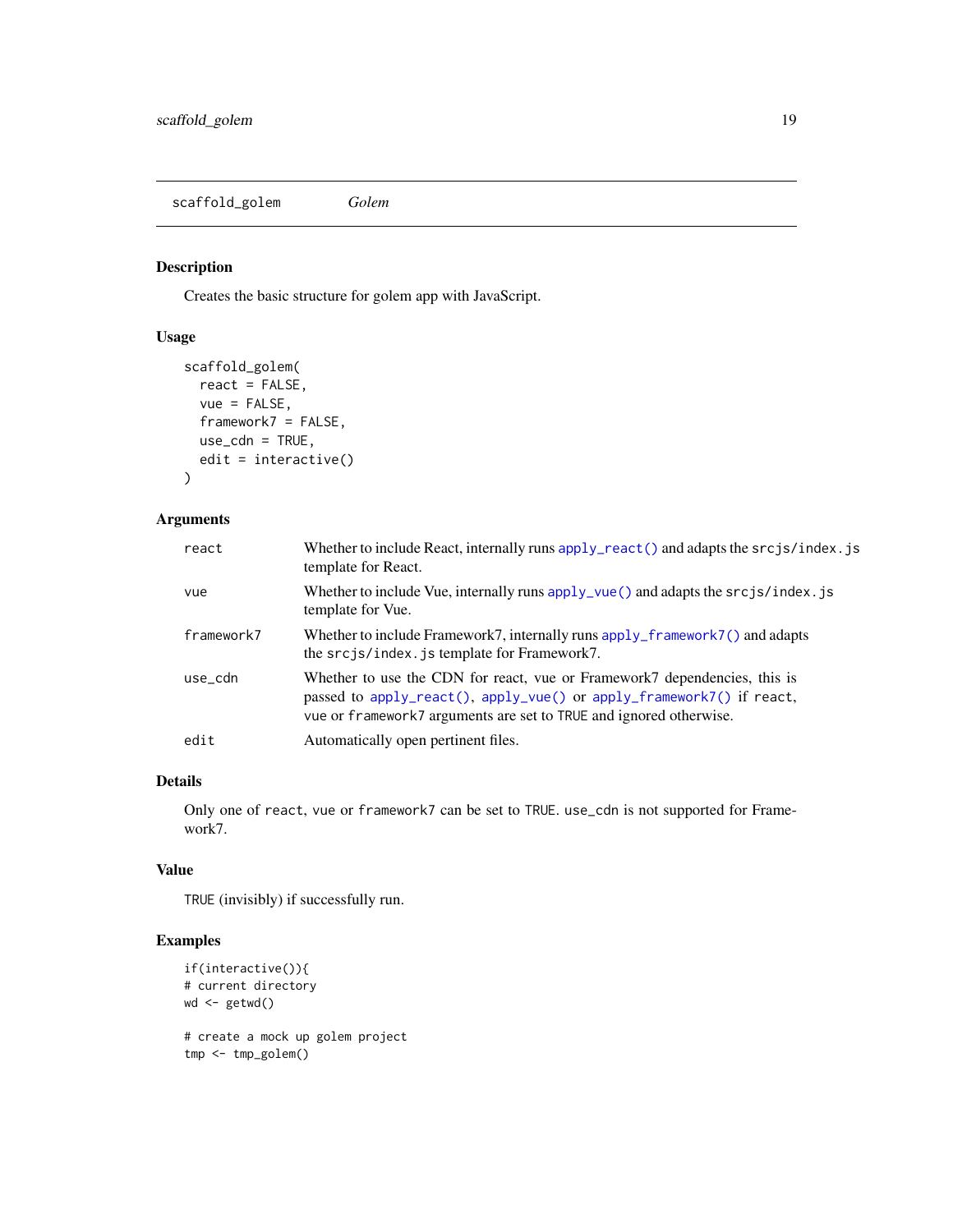## scaffold_golem *Golem*

### Description

Creates the basic structure for golem app with JavaScript.

### Usage

```
scaffold_golem(
  react = FALSE,
  vue = FALSE,
  framework7 = FALSE,
  use_cdn = TRUE,
  edit = interactive()
)
```

### Arguments

| | |
|---|---|
| `react` | Whether to include React, internally runs `apply_react()` and adapts the `srcjs/index.js` template for React. |
| `vue` | Whether to include Vue, internally runs `apply_vue()` and adapts the `srcjs/index.js` template for Vue. |
| `framework7` | Whether to include Framework7, internally runs `apply_framework7()` and adapts the `srcjs/index.js` template for Framework7. |
| `use_cdn` | Whether to use the CDN for react, vue or Framework7 dependencies, this is passed to `apply_react()`, `apply_vue()` or `apply_framework7()` if `react`, `vue` or `framework7` arguments are set to `TRUE` and ignored otherwise. |
| `edit` | Automatically open pertinent files. |

### Details

Only one of `react`, `vue` or `framework7` can be set to `TRUE`. `use_cdn` is not supported for Framework7.

### Value

`TRUE` (invisibly) if successfully run.

### Examples

```
if(interactive()){
# current directory
wd <- getwd()

# create a mock up golem project
tmp <- tmp_golem()
```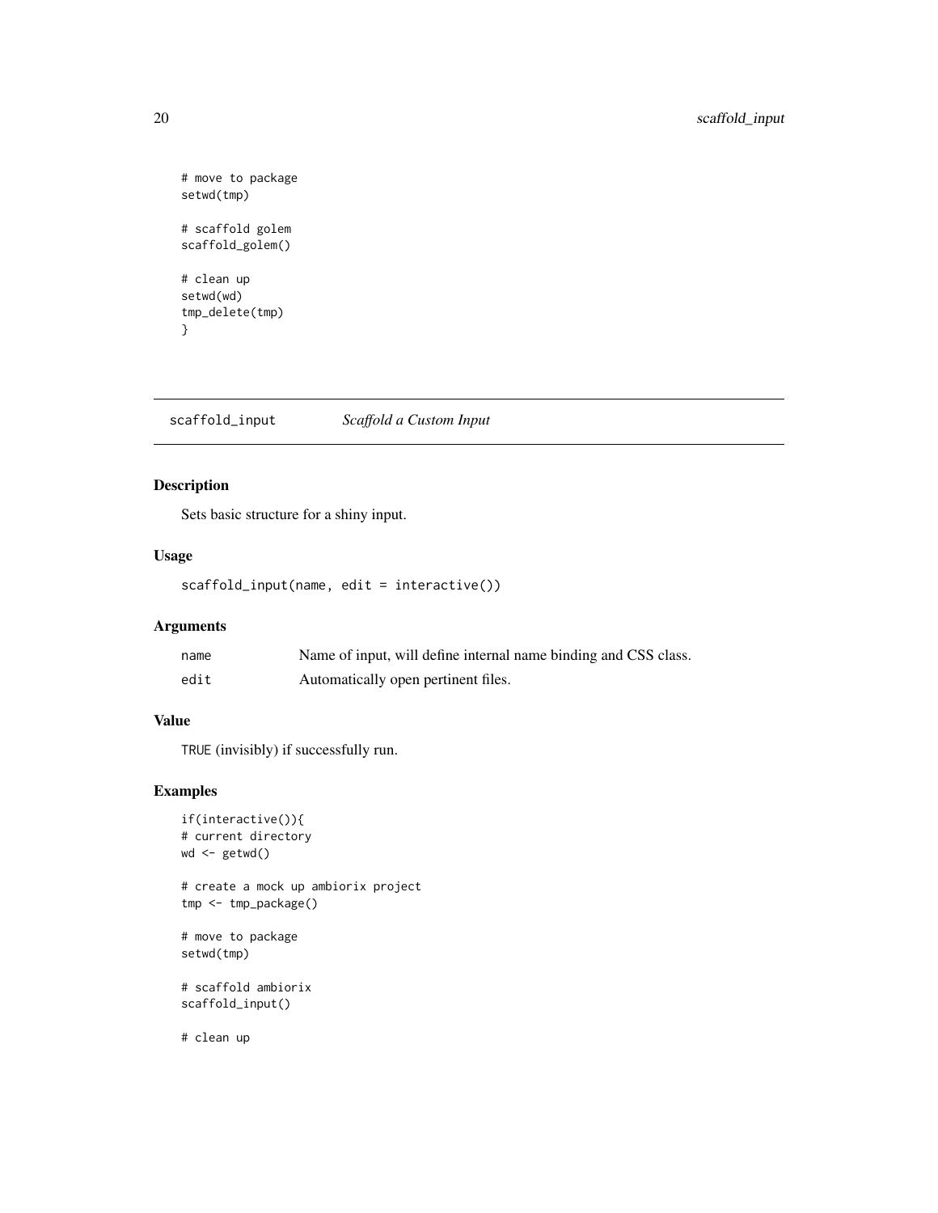```
# move to package
setwd(tmp)

# scaffold golem
scaffold_golem()

# clean up
setwd(wd)
tmp_delete(tmp)
}
```

---

## scaffold_input — *Scaffold a Custom Input*

### Description

Sets basic structure for a shiny input.

### Usage

```
scaffold_input(name, edit = interactive())
```

### Arguments

| | |
|---|---|
| name | Name of input, will define internal name binding and CSS class. |
| edit | Automatically open pertinent files. |

### Value

TRUE (invisibly) if successfully run.

### Examples

```
if(interactive()){
# current directory
wd <- getwd()

# create a mock up ambiorix project
tmp <- tmp_package()

# move to package
setwd(tmp)

# scaffold ambiorix
scaffold_input()

# clean up
```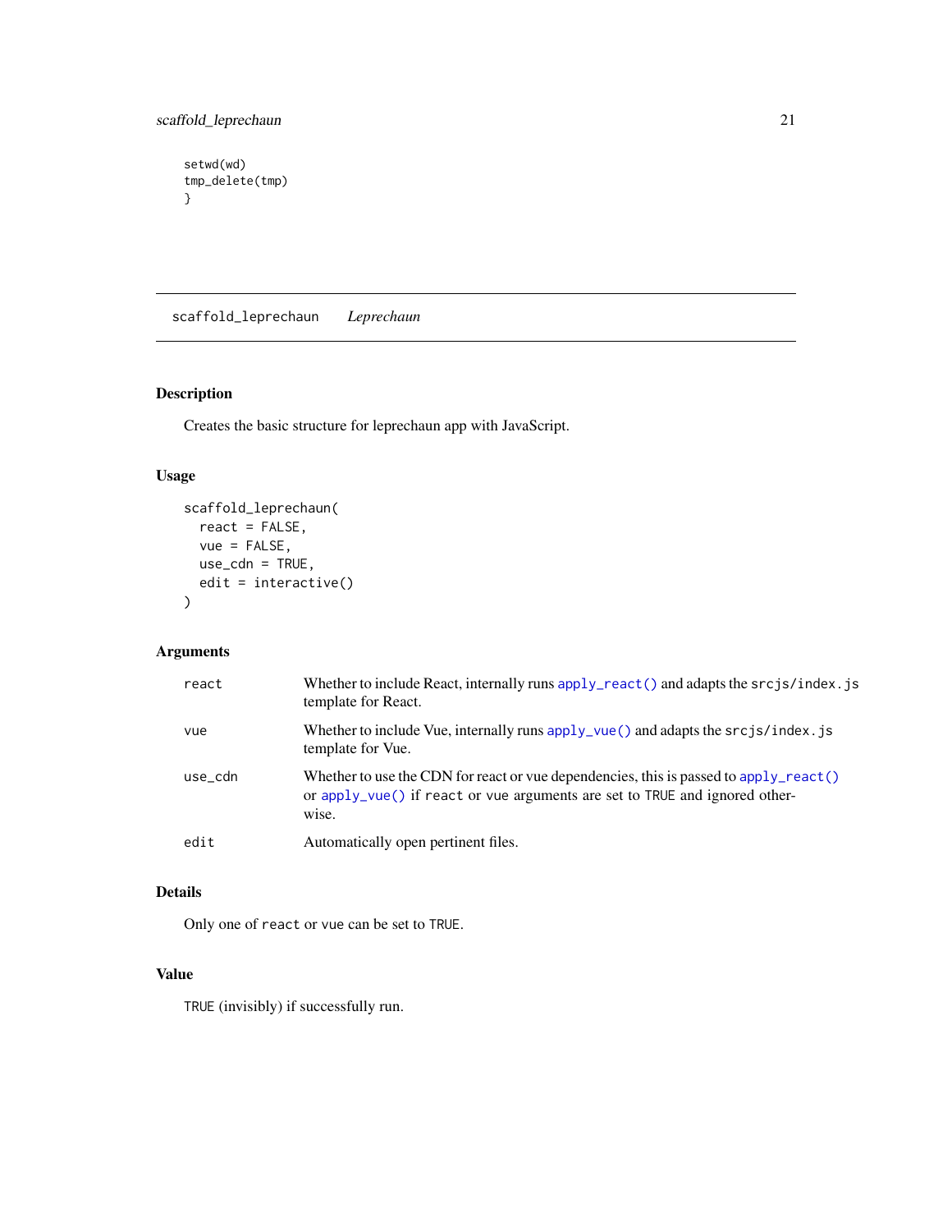```
setwd(wd)
tmp_delete(tmp)
}
```

---

## scaffold_leprechaun    *Leprechaun*

---

### Description

Creates the basic structure for leprechaun app with JavaScript.

### Usage

```
scaffold_leprechaun(
  react = FALSE,
  vue = FALSE,
  use_cdn = TRUE,
  edit = interactive()
)
```

### Arguments

| | |
|---|---|
| `react` | Whether to include React, internally runs `apply_react()` and adapts the `srcjs/index.js` template for React. |
| `vue` | Whether to include Vue, internally runs `apply_vue()` and adapts the `srcjs/index.js` template for Vue. |
| `use_cdn` | Whether to use the CDN for react or vue dependencies, this is passed to `apply_react()` or `apply_vue()` if `react` or `vue` arguments are set to `TRUE` and ignored otherwise. |
| `edit` | Automatically open pertinent files. |

### Details

Only one of `react` or `vue` can be set to `TRUE`.

### Value

`TRUE` (invisibly) if successfully run.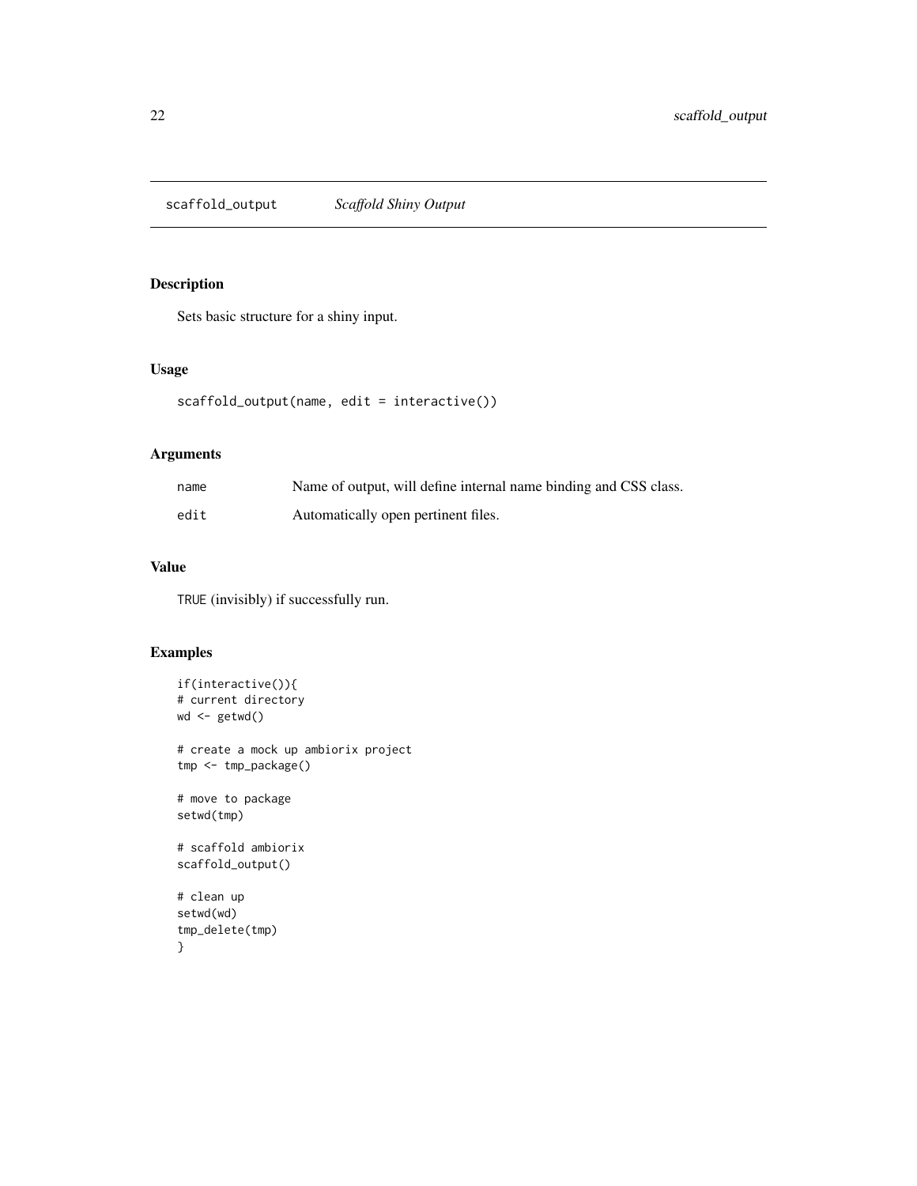## scaffold_output *Scaffold Shiny Output*

### Description

Sets basic structure for a shiny input.

### Usage

```
scaffold_output(name, edit = interactive())
```

### Arguments

| | |
|---|---|
| name | Name of output, will define internal name binding and CSS class. |
| edit | Automatically open pertinent files. |

### Value

`TRUE` (invisibly) if successfully run.

### Examples

```
if(interactive()){
# current directory
wd <- getwd()

# create a mock up ambiorix project
tmp <- tmp_package()

# move to package
setwd(tmp)

# scaffold ambiorix
scaffold_output()

# clean up
setwd(wd)
tmp_delete(tmp)
}
```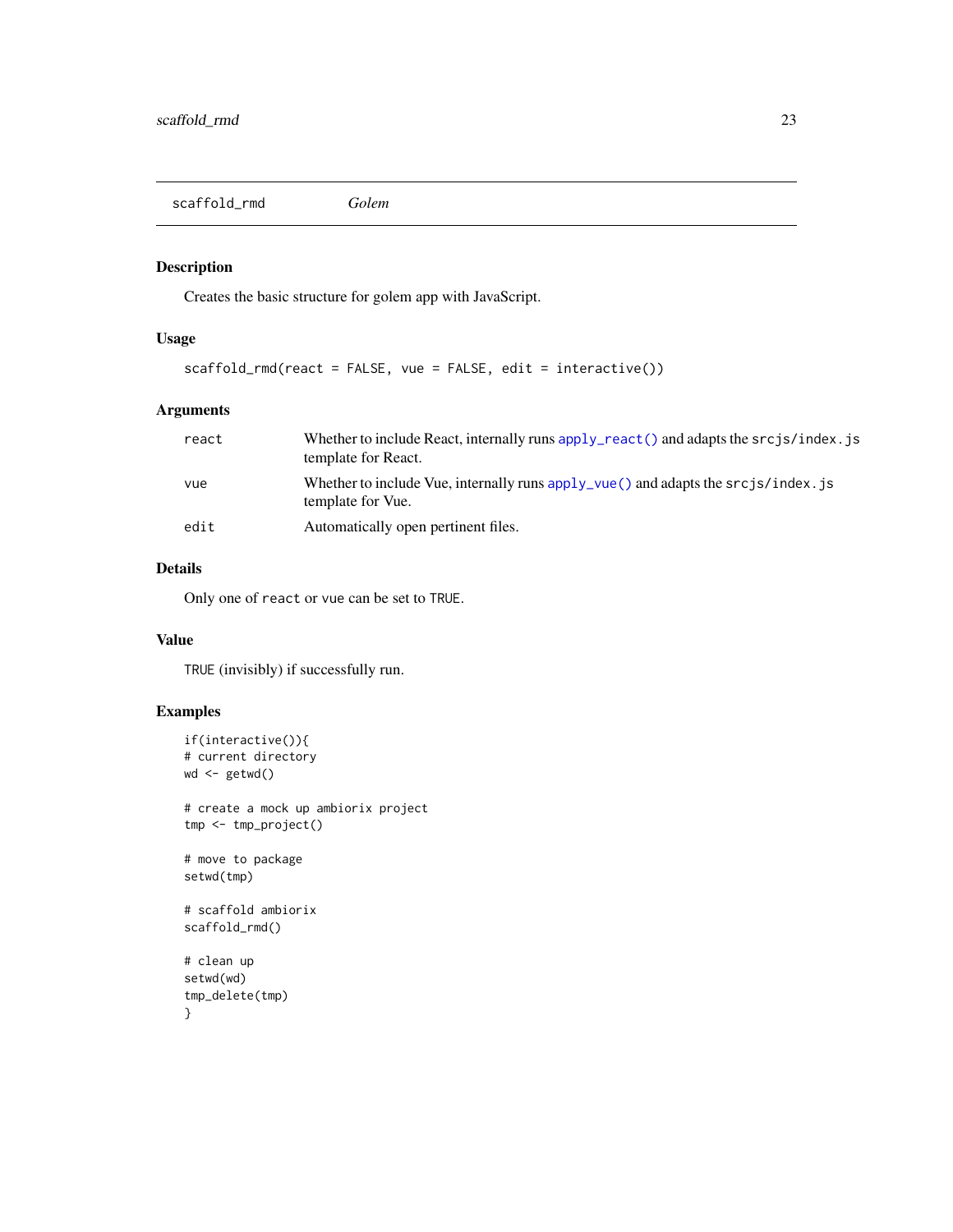scaffold_rmd *Golem*

## Description

Creates the basic structure for golem app with JavaScript.

## Usage

```
scaffold_rmd(react = FALSE, vue = FALSE, edit = interactive())
```

## Arguments

| | |
|---|---|
| react | Whether to include React, internally runs `apply_react()` and adapts the `srcjs/index.js` template for React. |
| vue | Whether to include Vue, internally runs `apply_vue()` and adapts the `srcjs/index.js` template for Vue. |
| edit | Automatically open pertinent files. |

## Details

Only one of `react` or `vue` can be set to `TRUE`.

## Value

`TRUE` (invisibly) if successfully run.

## Examples

```
if(interactive()){
# current directory
wd <- getwd()

# create a mock up ambiorix project
tmp <- tmp_project()

# move to package
setwd(tmp)

# scaffold ambiorix
scaffold_rmd()

# clean up
setwd(wd)
tmp_delete(tmp)
}
```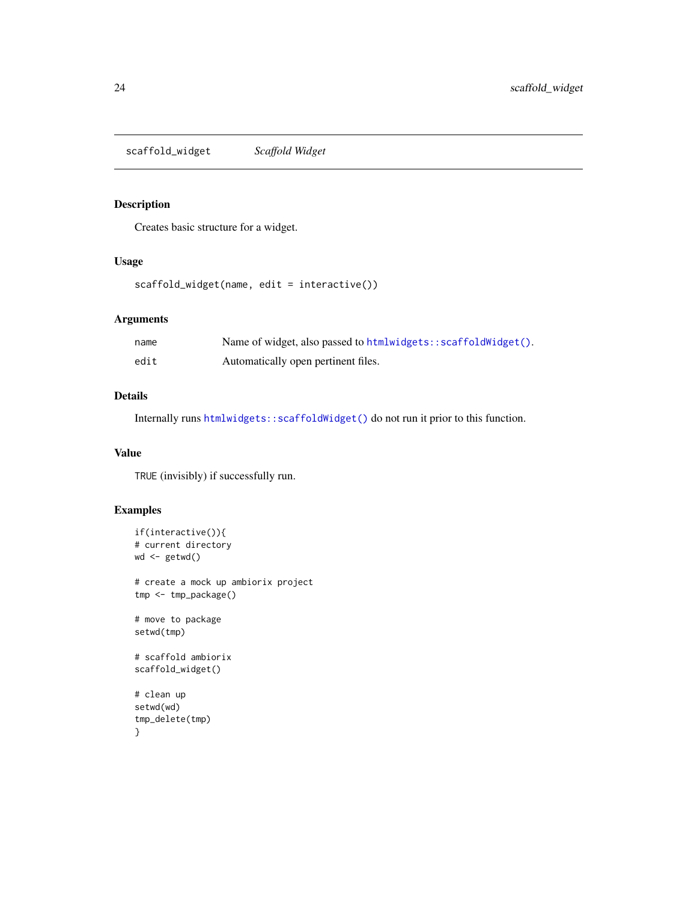## scaffold_widget    *Scaffold Widget*

### Description

Creates basic structure for a widget.

### Usage

```
scaffold_widget(name, edit = interactive())
```

### Arguments

| | |
|---|---|
| `name` | Name of widget, also passed to `htmlwidgets::scaffoldWidget()`. |
| `edit` | Automatically open pertinent files. |

### Details

Internally runs `htmlwidgets::scaffoldWidget()` do not run it prior to this function.

### Value

`TRUE` (invisibly) if successfully run.

### Examples

```
if(interactive()){
# current directory
wd <- getwd()

# create a mock up ambiorix project
tmp <- tmp_package()

# move to package
setwd(tmp)

# scaffold ambiorix
scaffold_widget()

# clean up
setwd(wd)
tmp_delete(tmp)
}
```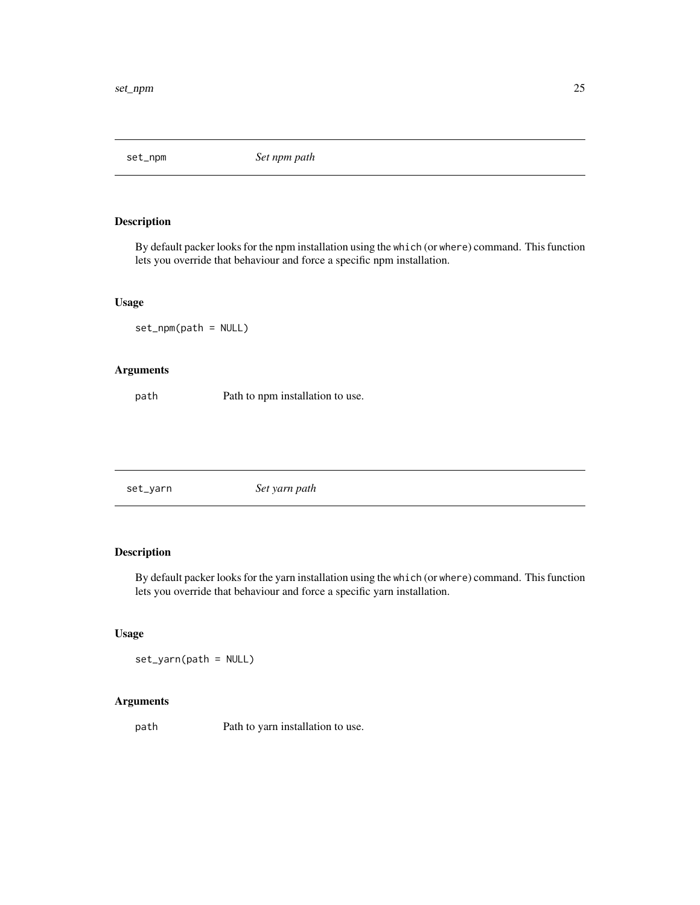## set_npm *Set npm path*

### Description

By default packer looks for the npm installation using the `which` (or `where`) command. This function lets you override that behaviour and force a specific npm installation.

### Usage

```
set_npm(path = NULL)
```

### Arguments

| | |
|---|---|
| `path` | Path to npm installation to use. |

## set_yarn *Set yarn path*

### Description

By default packer looks for the yarn installation using the `which` (or `where`) command. This function lets you override that behaviour and force a specific yarn installation.

### Usage

```
set_yarn(path = NULL)
```

### Arguments

| | |
|---|---|
| `path` | Path to yarn installation to use. |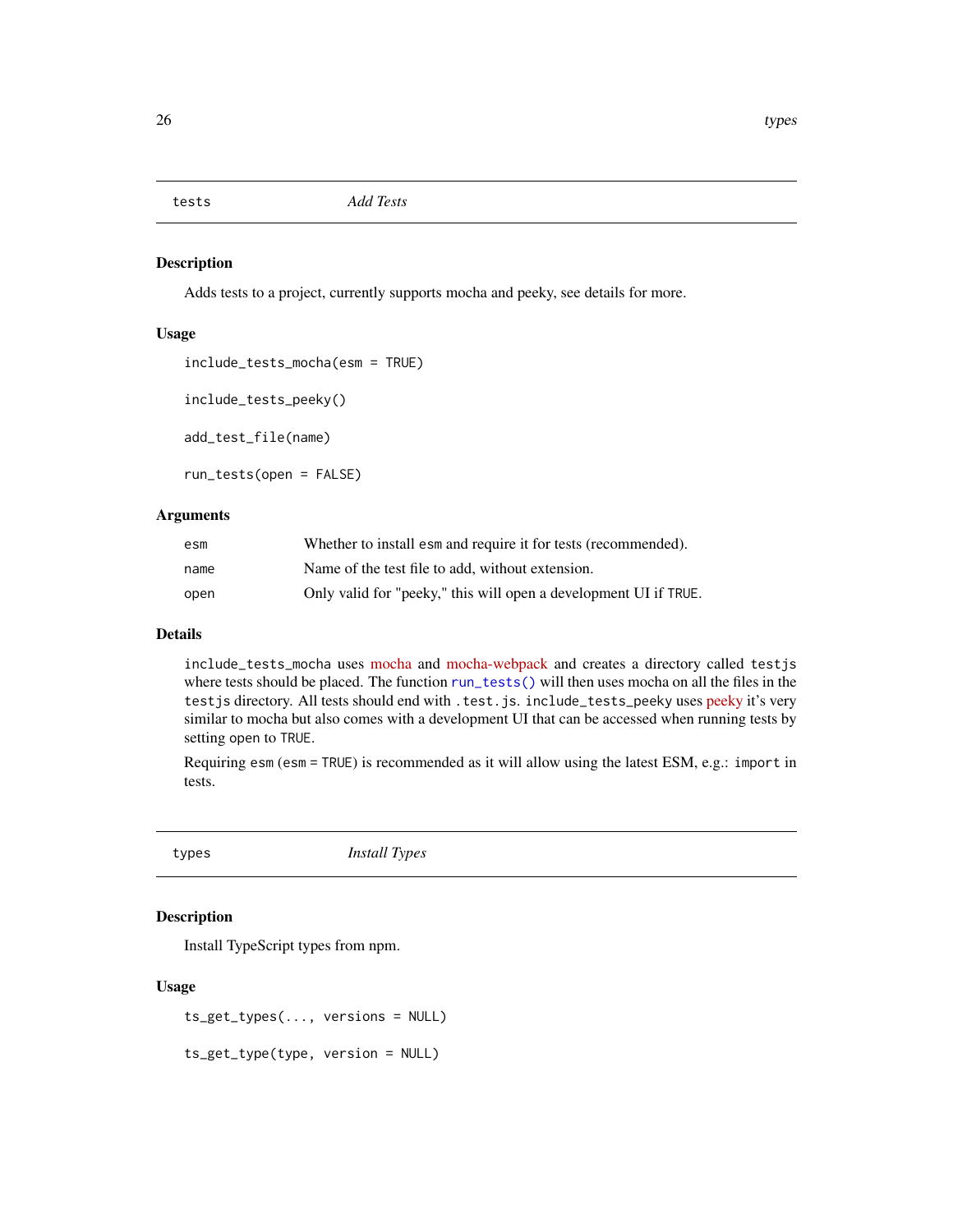## tests — *Add Tests*

### Description

Adds tests to a project, currently supports mocha and peeky, see details for more.

### Usage

```
include_tests_mocha(esm = TRUE)

include_tests_peeky()

add_test_file(name)

run_tests(open = FALSE)
```

### Arguments

| | |
|---|---|
| `esm` | Whether to install `esm` and require it for tests (recommended). |
| `name` | Name of the test file to add, without extension. |
| `open` | Only valid for "peeky," this will open a development UI if `TRUE`. |

### Details

`include_tests_mocha` uses mocha and mocha-webpack and creates a directory called `testjs` where tests should be placed. The function `run_tests()` will then uses mocha on all the files in the `testjs` directory. All tests should end with `.test.js`. `include_tests_peeky` uses peeky it's very similar to mocha but also comes with a development UI that can be accessed when running tests by setting `open` to `TRUE`.

Requiring `esm` (`esm = TRUE`) is recommended as it will allow using the latest ESM, e.g.: `import` in tests.

## types — *Install Types*

### Description

Install TypeScript types from npm.

### Usage

```
ts_get_types(..., versions = NULL)

ts_get_type(type, version = NULL)
```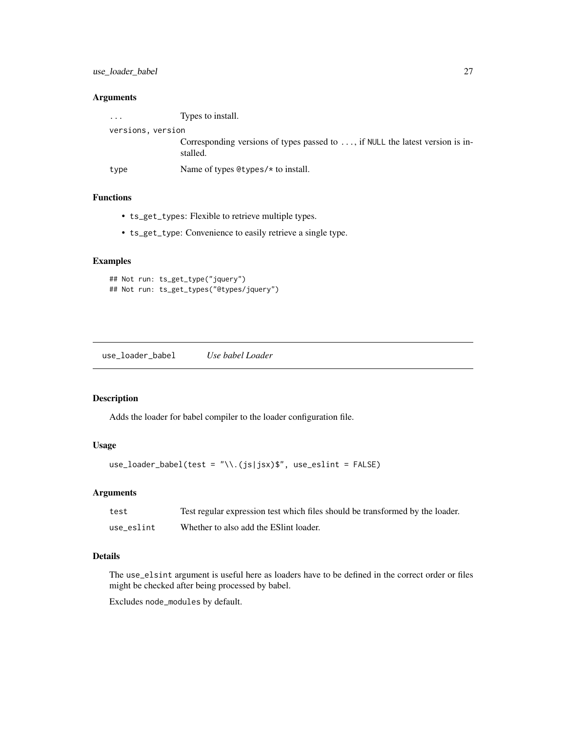### Arguments

| | |
|---|---|
| `...` | Types to install. |
| `versions, version` | Corresponding versions of types passed to `...`, if `NULL` the latest version is installed. |
| `type` | Name of types `@types/*` to install. |

### Functions

- `ts_get_types`: Flexible to retrieve multiple types.
- `ts_get_type`: Convenience to easily retrieve a single type.

### Examples

```
## Not run: ts_get_type("jquery")
## Not run: ts_get_types("@types/jquery")
```

## `use_loader_babel` *Use babel Loader*

### Description

Adds the loader for babel compiler to the loader configuration file.

### Usage

```
use_loader_babel(test = "\\.(js|jsx)$", use_eslint = FALSE)
```

### Arguments

| | |
|---|---|
| `test` | Test regular expression test which files should be transformed by the loader. |
| `use_eslint` | Whether to also add the ESlint loader. |

### Details

The `use_elsint` argument is useful here as loaders have to be defined in the correct order or files might be checked after being processed by babel.

Excludes `node_modules` by default.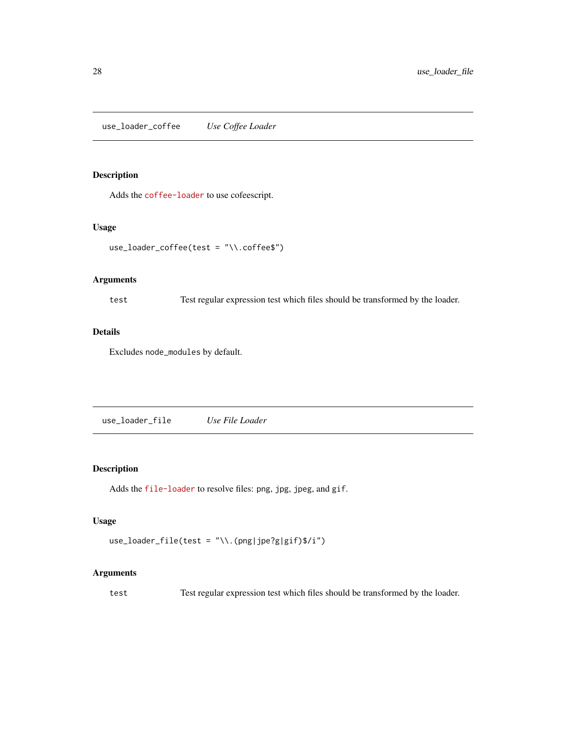## use_loader_coffee &nbsp;&nbsp;&nbsp; *Use Coffee Loader*

### Description

Adds the `coffee-loader` to use cofeescript.

### Usage

```
use_loader_coffee(test = "\\.coffee$")
```

### Arguments

| | |
|---|---|
| `test` | Test regular expression test which files should be transformed by the loader. |

### Details

Excludes `node_modules` by default.

## use_loader_file &nbsp;&nbsp;&nbsp; *Use File Loader*

### Description

Adds the `file-loader` to resolve files: `png`, `jpg`, `jpeg`, and `gif`.

### Usage

```
use_loader_file(test = "\\.(png|jpe?g|gif)$/i")
```

### Arguments

| | |
|---|---|
| `test` | Test regular expression test which files should be transformed by the loader. |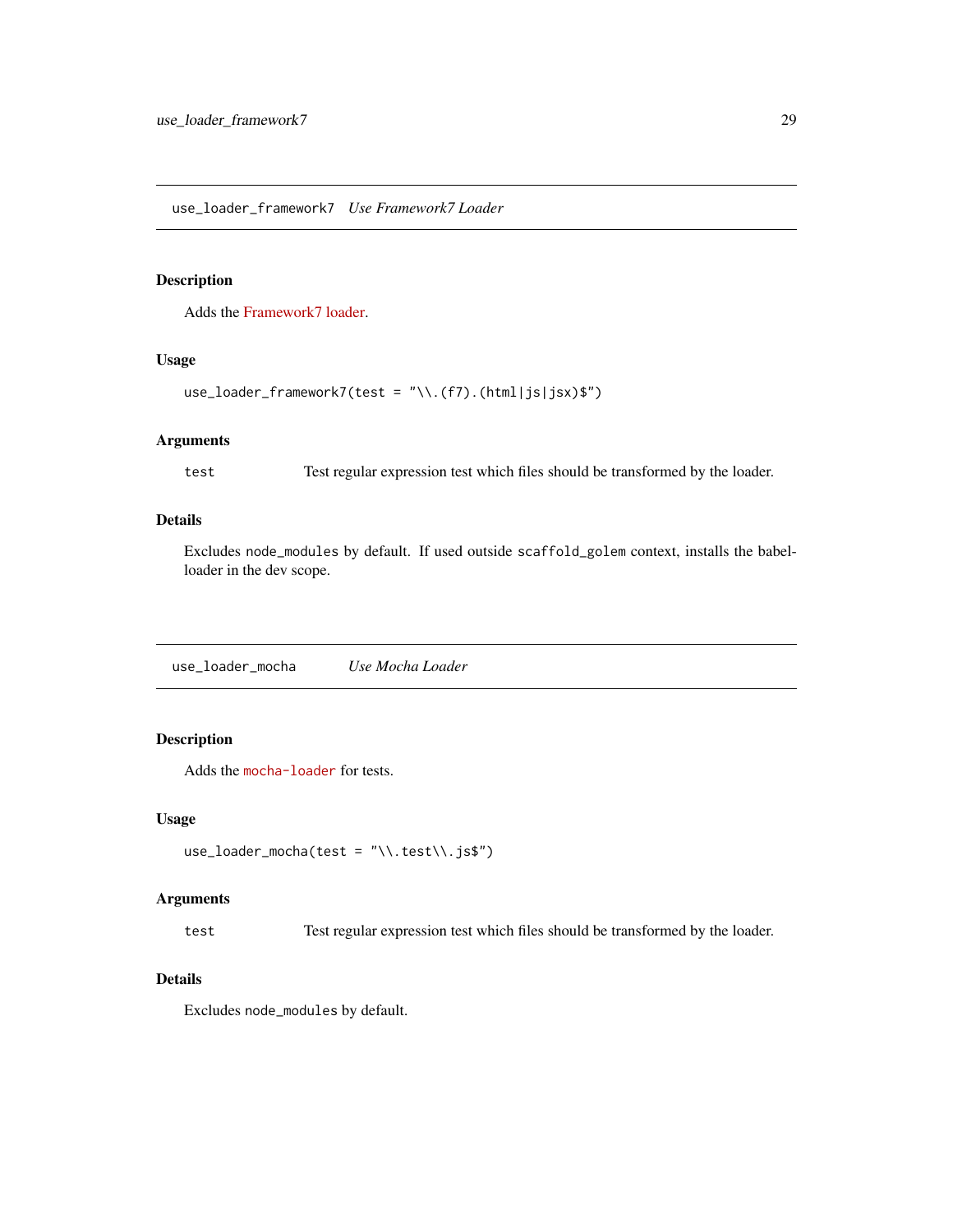## use_loader_framework7 *Use Framework7 Loader*

### Description

Adds the Framework7 loader.

### Usage

```
use_loader_framework7(test = "\\.(f7).(html|js|jsx)$")
```

### Arguments

| | |
|---|---|
| test | Test regular expression test which files should be transformed by the loader. |

### Details

Excludes `node_modules` by default. If used outside `scaffold_golem` context, installs the babel-loader in the dev scope.

## use_loader_mocha *Use Mocha Loader*

### Description

Adds the `mocha-loader` for tests.

### Usage

```
use_loader_mocha(test = "\\.test\\.js$")
```

### Arguments

| | |
|---|---|
| test | Test regular expression test which files should be transformed by the loader. |

### Details

Excludes `node_modules` by default.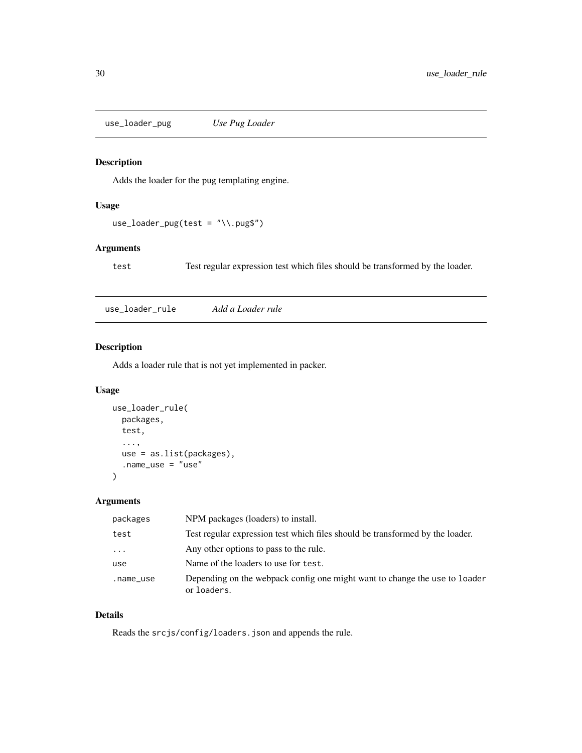## use_loader_pug *Use Pug Loader*

### Description

Adds the loader for the pug templating engine.

### Usage

```
use_loader_pug(test = "\\.pug$")
```

### Arguments

| | |
|---|---|
| test | Test regular expression test which files should be transformed by the loader. |

## use_loader_rule *Add a Loader rule*

### Description

Adds a loader rule that is not yet implemented in packer.

### Usage

```
use_loader_rule(
  packages,
  test,
  ...,
  use = as.list(packages),
  .name_use = "use"
)
```

### Arguments

| | |
|---|---|
| packages | NPM packages (loaders) to install. |
| test | Test regular expression test which files should be transformed by the loader. |
| ... | Any other options to pass to the rule. |
| use | Name of the loaders to use for `test`. |
| .name_use | Depending on the webpack config one might want to change the `use` to `loader` or `loaders`. |

### Details

Reads the `srcjs/config/loaders.json` and appends the rule.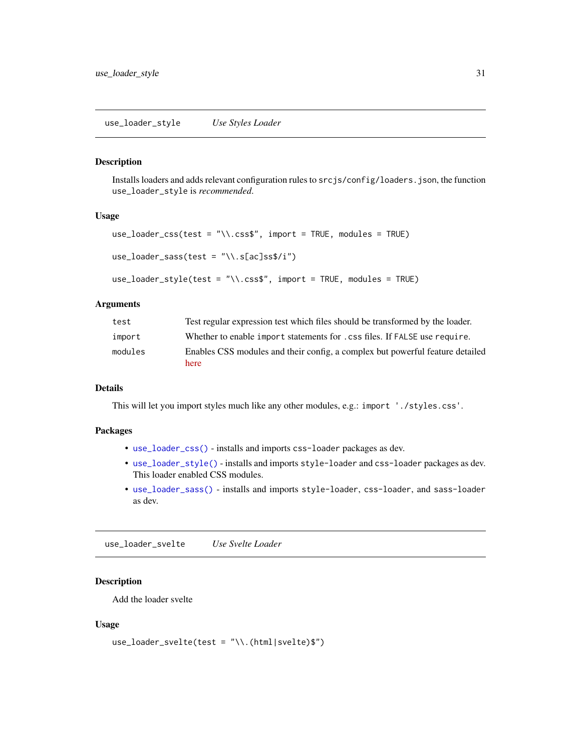## use_loader_style — *Use Styles Loader*

### Description

Installs loaders and adds relevant configuration rules to `srcjs/config/loaders.json`, the function `use_loader_style` is *recommended*.

### Usage

```
use_loader_css(test = "\\.css$", import = TRUE, modules = TRUE)

use_loader_sass(test = "\\.s[ac]ss$/i")

use_loader_style(test = "\\.css$", import = TRUE, modules = TRUE)
```

### Arguments

| | |
|---|---|
| `test` | Test regular expression test which files should be transformed by the loader. |
| `import` | Whether to enable `import` statements for `.css` files. If `FALSE` use `require`. |
| `modules` | Enables CSS modules and their config, a complex but powerful feature detailed here |

### Details

This will let you import styles much like any other modules, e.g.: `import './styles.css'`.

### Packages

- `use_loader_css()` - installs and imports `css-loader` packages as dev.
- `use_loader_style()` - installs and imports `style-loader` and `css-loader` packages as dev. This loader enabled CSS modules.
- `use_loader_sass()` - installs and imports `style-loader`, `css-loader`, and `sass-loader` as dev.

## use_loader_svelte — *Use Svelte Loader*

### Description

Add the loader svelte

### Usage

```
use_loader_svelte(test = "\\.(html|svelte)$")
```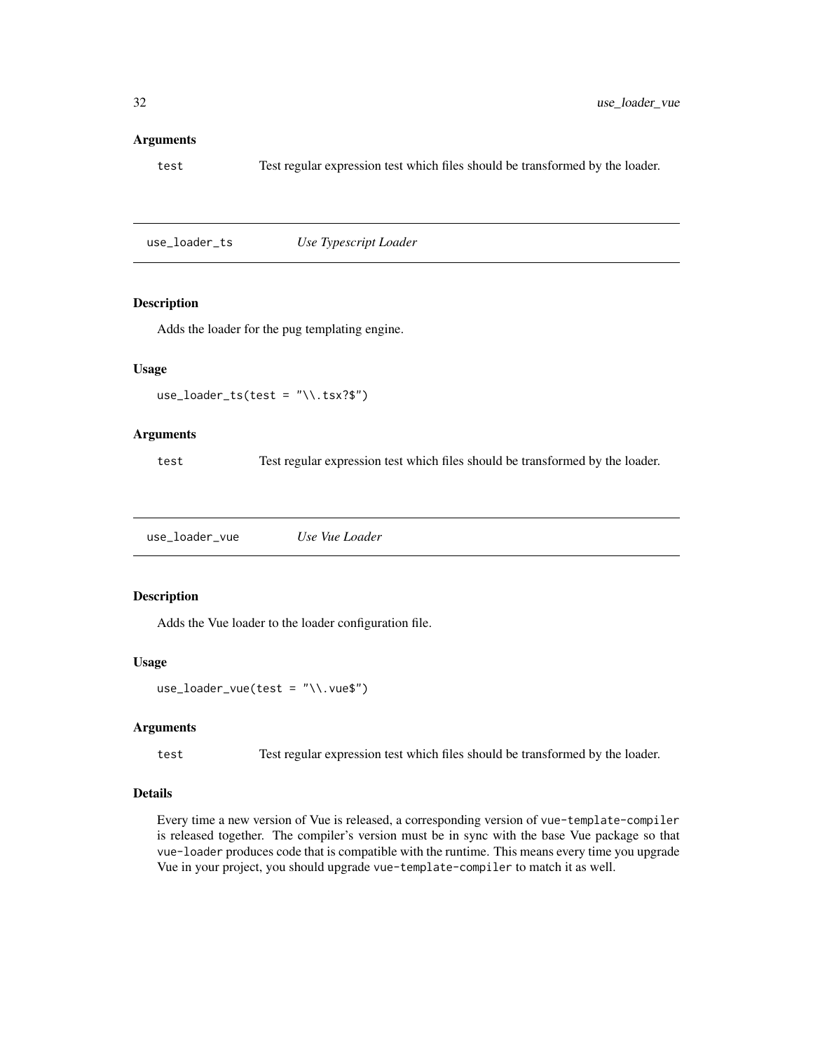### Arguments

`test` Test regular expression test which files should be transformed by the loader.

---

## use_loader_ts *Use Typescript Loader*

### Description

Adds the loader for the pug templating engine.

### Usage

```
use_loader_ts(test = "\\.tsx?$")
```

### Arguments

`test` Test regular expression test which files should be transformed by the loader.

---

## use_loader_vue *Use Vue Loader*

### Description

Adds the Vue loader to the loader configuration file.

### Usage

```
use_loader_vue(test = "\\.vue$")
```

### Arguments

`test` Test regular expression test which files should be transformed by the loader.

### Details

Every time a new version of Vue is released, a corresponding version of `vue-template-compiler` is released together. The compiler's version must be in sync with the base Vue package so that `vue-loader` produces code that is compatible with the runtime. This means every time you upgrade Vue in your project, you should upgrade `vue-template-compiler` to match it as well.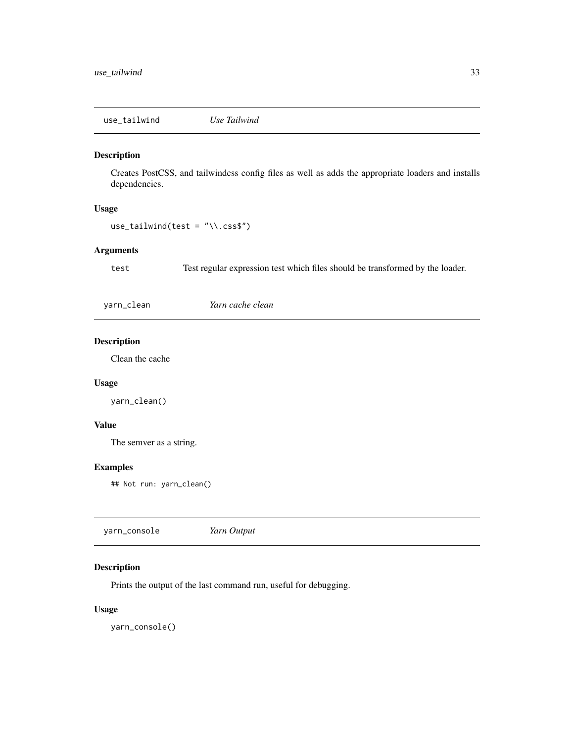## use_tailwind *Use Tailwind*

### Description

Creates PostCSS, and tailwindcss config files as well as adds the appropriate loaders and installs dependencies.

### Usage

```
use_tailwind(test = "\\.css$")
```

### Arguments

| | |
|---|---|
| test | Test regular expression test which files should be transformed by the loader. |

## yarn_clean *Yarn cache clean*

### Description

Clean the cache

### Usage

```
yarn_clean()
```

### Value

The semver as a string.

### Examples

```
## Not run: yarn_clean()
```

## yarn_console *Yarn Output*

### Description

Prints the output of the last command run, useful for debugging.

### Usage

```
yarn_console()
```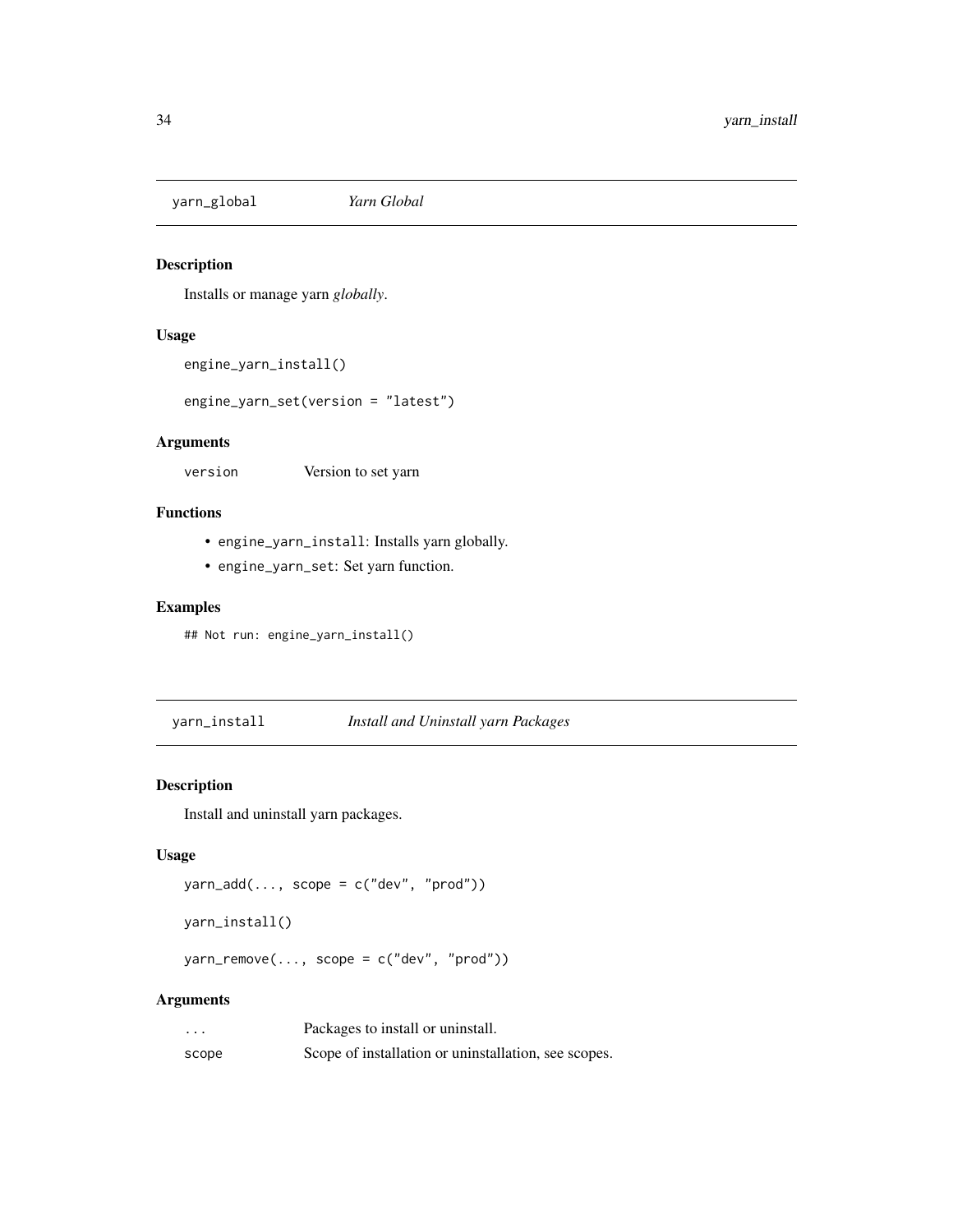## yarn_global *Yarn Global*

### Description

Installs or manage yarn *globally*.

### Usage

```
engine_yarn_install()

engine_yarn_set(version = "latest")
```

### Arguments

| | |
|---|---|
| version | Version to set yarn |

### Functions

- engine_yarn_install: Installs yarn globally.
- engine_yarn_set: Set yarn function.

### Examples

```
## Not run: engine_yarn_install()
```

## yarn_install *Install and Uninstall yarn Packages*

### Description

Install and uninstall yarn packages.

### Usage

```
yarn_add(..., scope = c("dev", "prod"))

yarn_install()

yarn_remove(..., scope = c("dev", "prod"))
```

### Arguments

| | |
|---|---|
| ... | Packages to install or uninstall. |
| scope | Scope of installation or uninstallation, see scopes. |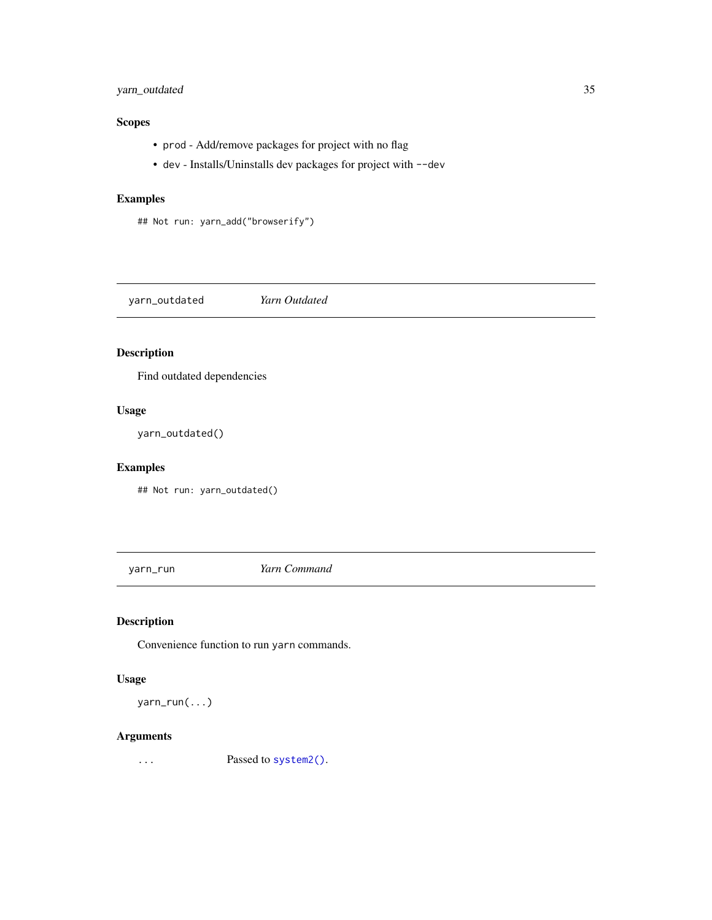### Scopes

- `prod` - Add/remove packages for project with no flag
- `dev` - Installs/Uninstalls dev packages for project with `--dev`

### Examples

```
## Not run: yarn_add("browserify")
```

---

## yarn_outdated — *Yarn Outdated*

---

### Description

Find outdated dependencies

### Usage

```
yarn_outdated()
```

### Examples

```
## Not run: yarn_outdated()
```

---

## yarn_run — *Yarn Command*

---

### Description

Convenience function to run `yarn` commands.

### Usage

```
yarn_run(...)
```

### Arguments

| | |
|---|---|
| `...` | Passed to `system2()`. |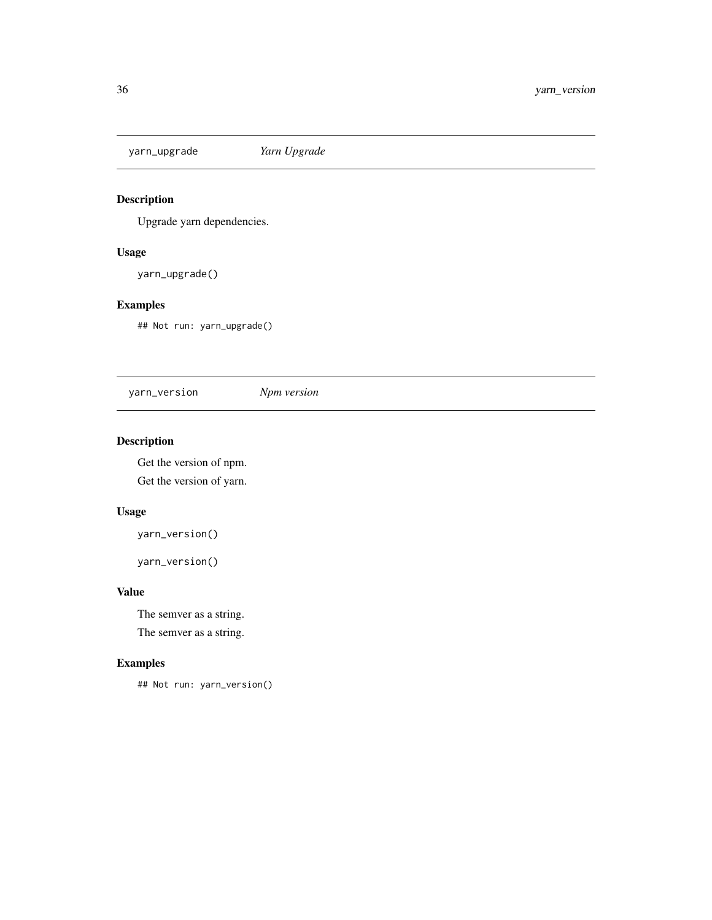## yarn_upgrade    *Yarn Upgrade*

### Description

Upgrade yarn dependencies.

### Usage

```
yarn_upgrade()
```

### Examples

```
## Not run: yarn_upgrade()
```

## yarn_version    *Npm version*

### Description

Get the version of npm.

Get the version of yarn.

### Usage

```
yarn_version()

yarn_version()
```

### Value

The semver as a string.

The semver as a string.

### Examples

```
## Not run: yarn_version()
```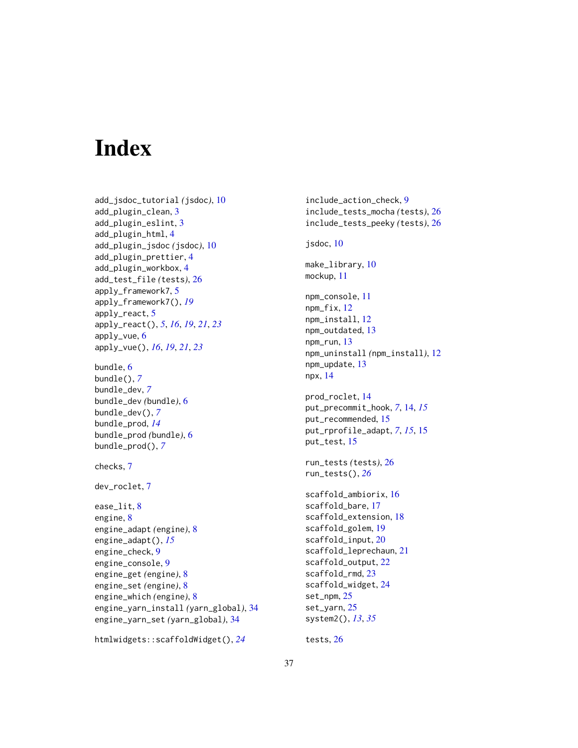# Index

add_jsdoc_tutorial (jsdoc), 10
add_plugin_clean, 3
add_plugin_eslint, 3
add_plugin_html, 4
add_plugin_jsdoc (jsdoc), 10
add_plugin_prettier, 4
add_plugin_workbox, 4
add_test_file (tests), 26
apply_framework7, 5
apply_framework7(), *19*
apply_react, 5
apply_react(), *5*, *16*, *19*, *21*, *23*
apply_vue, 6
apply_vue(), *16*, *19*, *21*, *23*

bundle, 6
bundle(), *7*
bundle_dev, *7*
bundle_dev (bundle), 6
bundle_dev(), *7*
bundle_prod, *14*
bundle_prod (bundle), 6
bundle_prod(), *7*

checks, 7

dev_roclet, 7

ease_lit, 8
engine, 8
engine_adapt (engine), 8
engine_adapt(), *15*
engine_check, 9
engine_console, 9
engine_get (engine), 8
engine_set (engine), 8
engine_which (engine), 8
engine_yarn_install (yarn_global), 34
engine_yarn_set (yarn_global), 34

htmlwidgets::scaffoldWidget(), *24*

include_action_check, 9
include_tests_mocha (tests), 26
include_tests_peeky (tests), 26

jsdoc, 10

make_library, 10
mockup, 11

npm_console, 11
npm_fix, 12
npm_install, 12
npm_outdated, 13
npm_run, 13
npm_uninstall (npm_install), 12
npm_update, 13
npx, 14

prod_roclet, 14
put_precommit_hook, *7*, 14, *15*
put_recommended, 15
put_rprofile_adapt, *7*, *15*, 15
put_test, 15

run_tests (tests), 26
run_tests(), *26*

scaffold_ambiorix, 16
scaffold_bare, 17
scaffold_extension, 18
scaffold_golem, 19
scaffold_input, 20
scaffold_leprechaun, 21
scaffold_output, 22
scaffold_rmd, 23
scaffold_widget, 24
set_npm, 25
set_yarn, 25
system2(), *13*, *35*

tests, 26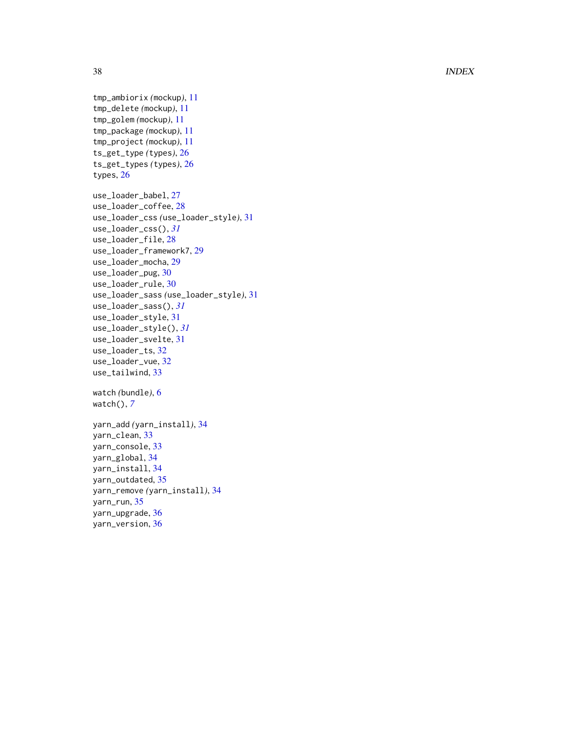tmp_ambiorix (mockup), 11
tmp_delete (mockup), 11
tmp_golem (mockup), 11
tmp_package (mockup), 11
tmp_project (mockup), 11
ts_get_type (types), 26
ts_get_types (types), 26
types, 26

use_loader_babel, 27
use_loader_coffee, 28
use_loader_css (use_loader_style), 31
use_loader_css(), *31*
use_loader_file, 28
use_loader_framework7, 29
use_loader_mocha, 29
use_loader_pug, 30
use_loader_rule, 30
use_loader_sass (use_loader_style), 31
use_loader_sass(), *31*
use_loader_style, 31
use_loader_style(), *31*
use_loader_svelte, 31
use_loader_ts, 32
use_loader_vue, 32
use_tailwind, 33

watch (bundle), 6
watch(), *7*

yarn_add (yarn_install), 34
yarn_clean, 33
yarn_console, 33
yarn_global, 34
yarn_install, 34
yarn_outdated, 35
yarn_remove (yarn_install), 34
yarn_run, 35
yarn_upgrade, 36
yarn_version, 36